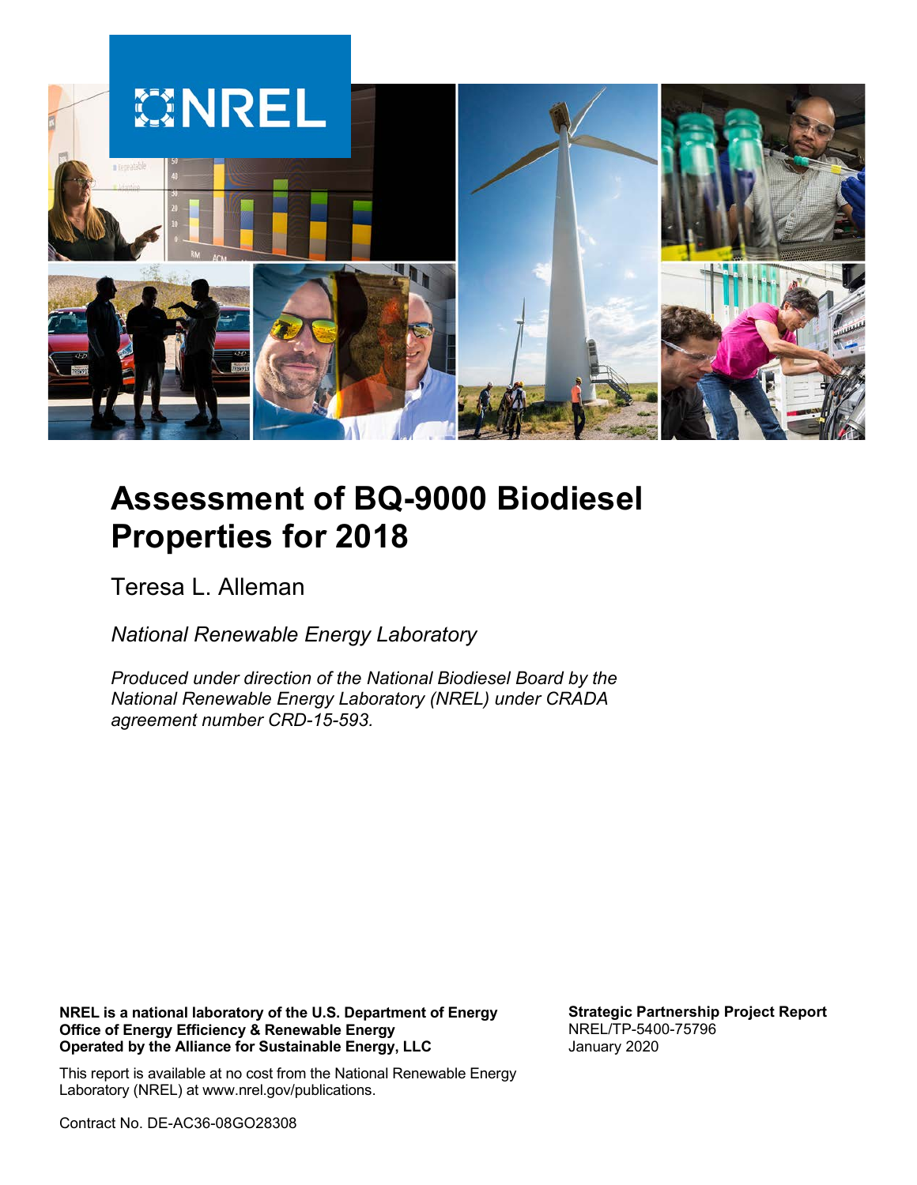# Assessment of BQ-9000 Biodiesel Properties for 2018

Teresa L. Alleman

*National Renewable Energy Laboratory*

*Produced under direction of the National Biodiesel Board by the National Renewable Energy Laboratory (NREL) under CRADA agreement number CRD-15-593.*

**NREL is a national laboratory of the U.S. Department of Energy**
**Office of Energy Efficiency & Renewable Energy**
**Operated by the Alliance for Sustainable Energy, LLC**

This report is available at no cost from the National Renewable Energy Laboratory (NREL) at www.nrel.gov/publications.

Contract No. DE-AC36-08GO28308

**Strategic Partnership Project Report**
NREL/TP-5400-75796
January 2020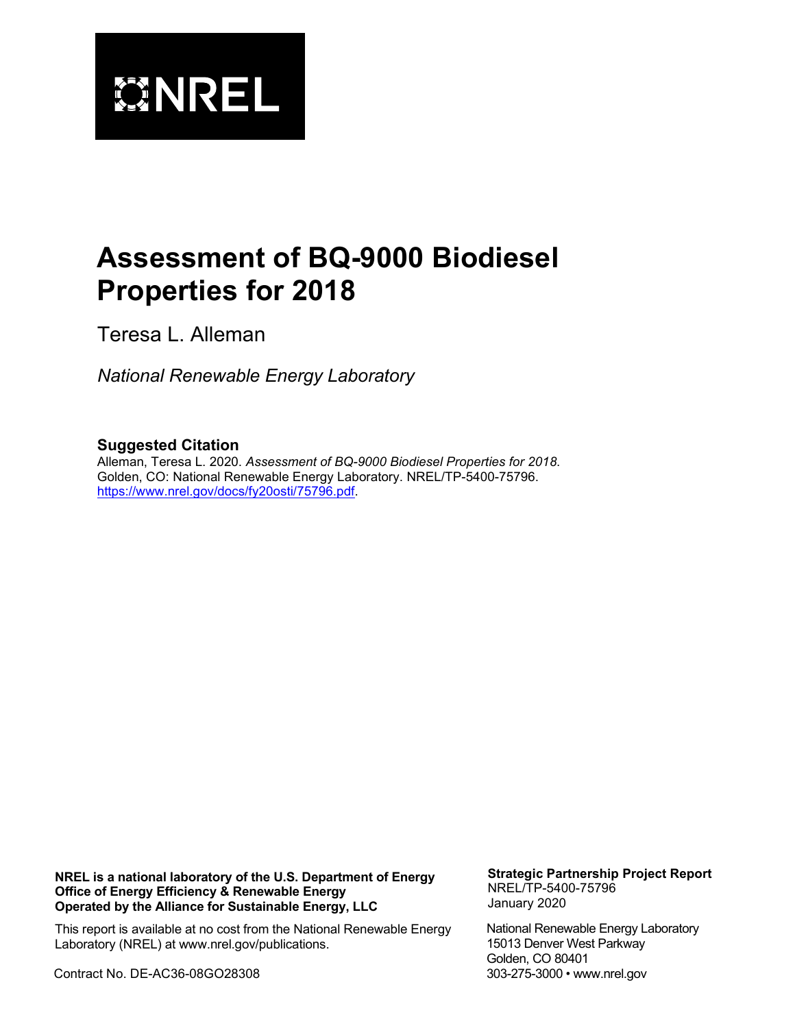# Assessment of BQ-9000 Biodiesel Properties for 2018

Teresa L. Alleman

*National Renewable Energy Laboratory*

### Suggested Citation

Alleman, Teresa L. 2020. *Assessment of BQ-9000 Biodiesel Properties for 2018*. Golden, CO: National Renewable Energy Laboratory. NREL/TP-5400-75796. https://www.nrel.gov/docs/fy20osti/75796.pdf.

**NREL is a national laboratory of the U.S. Department of Energy Office of Energy Efficiency & Renewable Energy Operated by the Alliance for Sustainable Energy, LLC**

This report is available at no cost from the National Renewable Energy Laboratory (NREL) at www.nrel.gov/publications.

Contract No. DE-AC36-08GO28308

**Strategic Partnership Project Report**
NREL/TP-5400-75796
January 2020

National Renewable Energy Laboratory
15013 Denver West Parkway
Golden, CO 80401
303-275-3000 • www.nrel.gov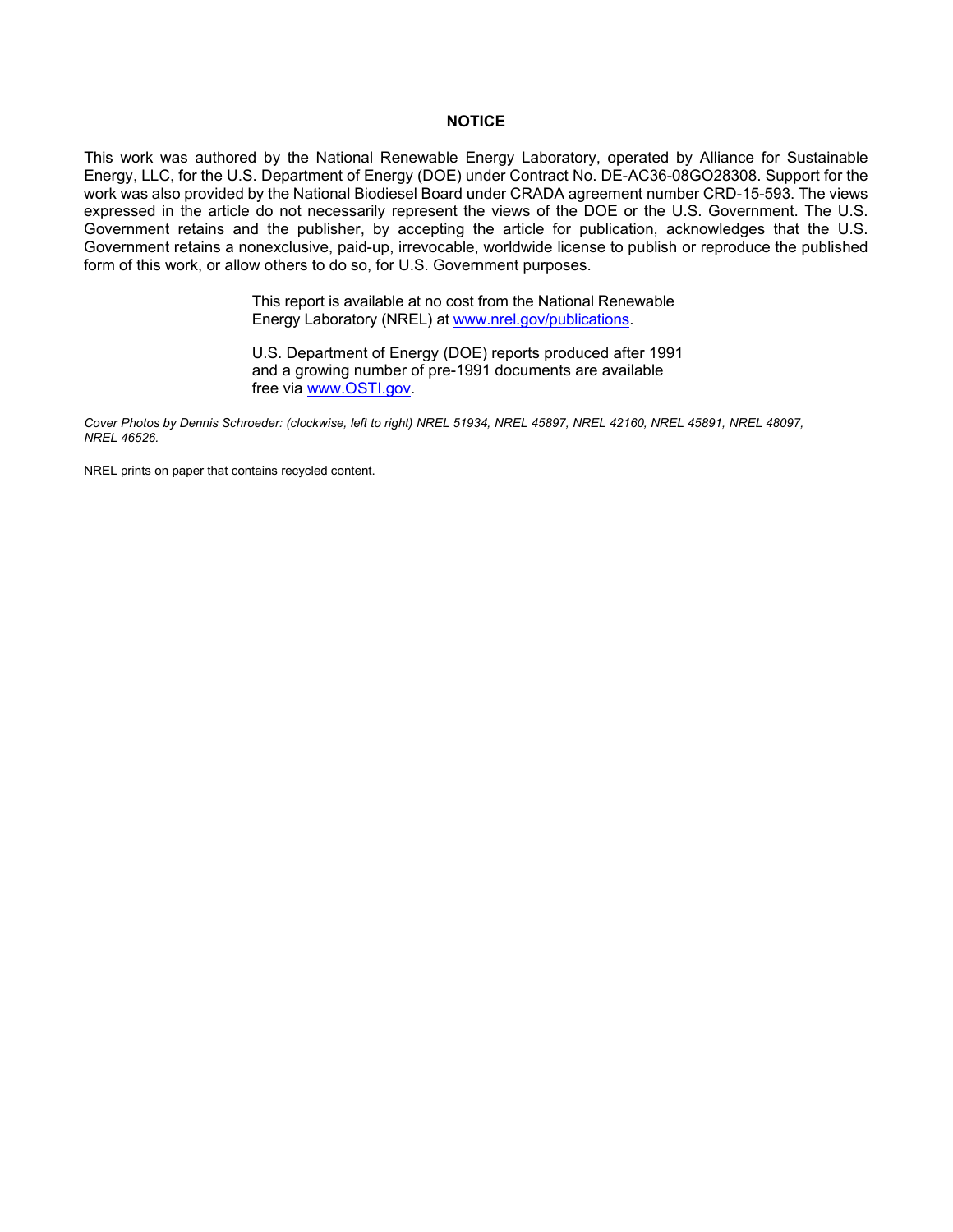## NOTICE

This work was authored by the National Renewable Energy Laboratory, operated by Alliance for Sustainable Energy, LLC, for the U.S. Department of Energy (DOE) under Contract No. DE-AC36-08GO28308. Support for the work was also provided by the National Biodiesel Board under CRADA agreement number CRD-15-593. The views expressed in the article do not necessarily represent the views of the DOE or the U.S. Government. The U.S. Government retains and the publisher, by accepting the article for publication, acknowledges that the U.S. Government retains a nonexclusive, paid-up, irrevocable, worldwide license to publish or reproduce the published form of this work, or allow others to do so, for U.S. Government purposes.

This report is available at no cost from the National Renewable Energy Laboratory (NREL) at [www.nrel.gov/publications](www.nrel.gov/publications).

U.S. Department of Energy (DOE) reports produced after 1991 and a growing number of pre-1991 documents are available free via [www.OSTI.gov](www.OSTI.gov).

*Cover Photos by Dennis Schroeder: (clockwise, left to right) NREL 51934, NREL 45897, NREL 42160, NREL 45891, NREL 48097, NREL 46526.*

NREL prints on paper that contains recycled content.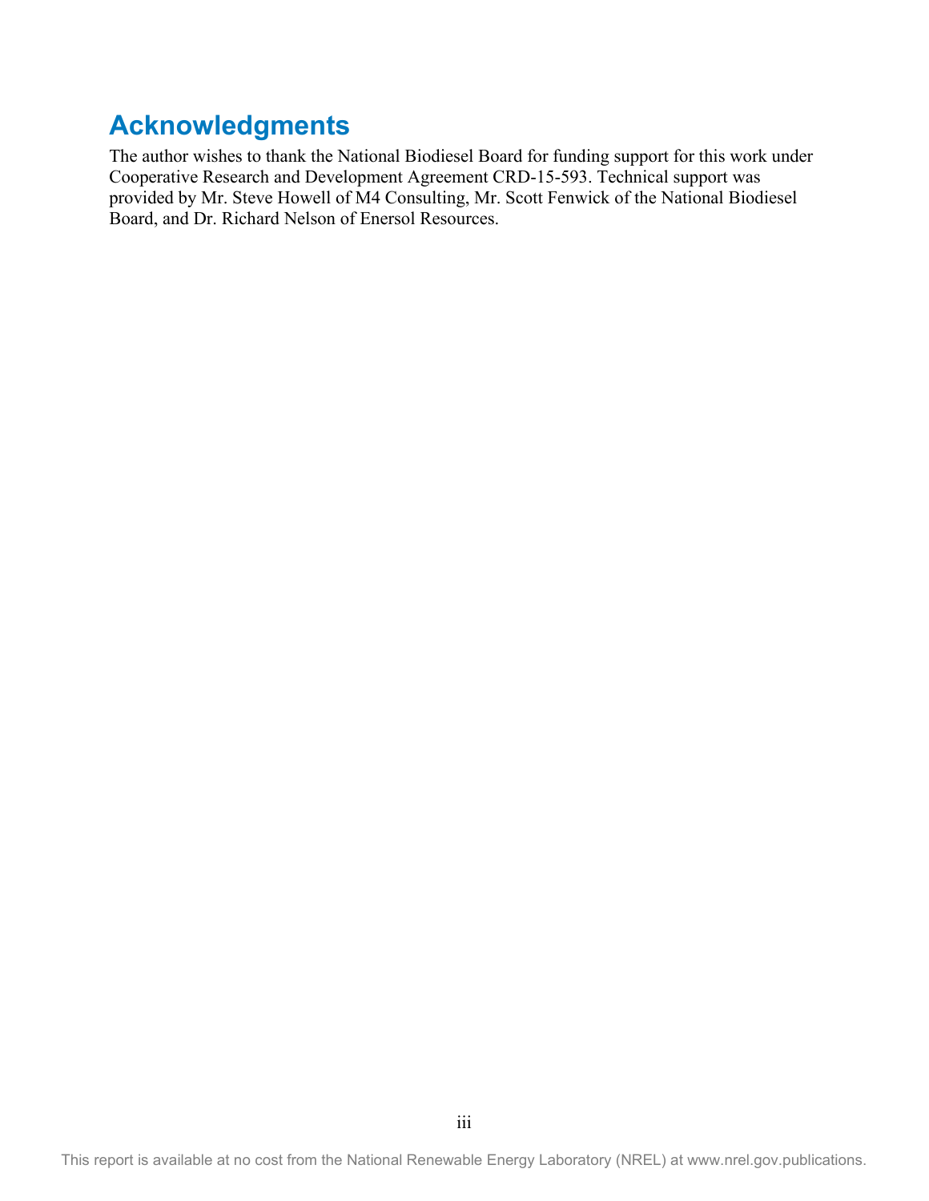# Acknowledgments

The author wishes to thank the National Biodiesel Board for funding support for this work under Cooperative Research and Development Agreement CRD-15-593. Technical support was provided by Mr. Steve Howell of M4 Consulting, Mr. Scott Fenwick of the National Biodiesel Board, and Dr. Richard Nelson of Enersol Resources.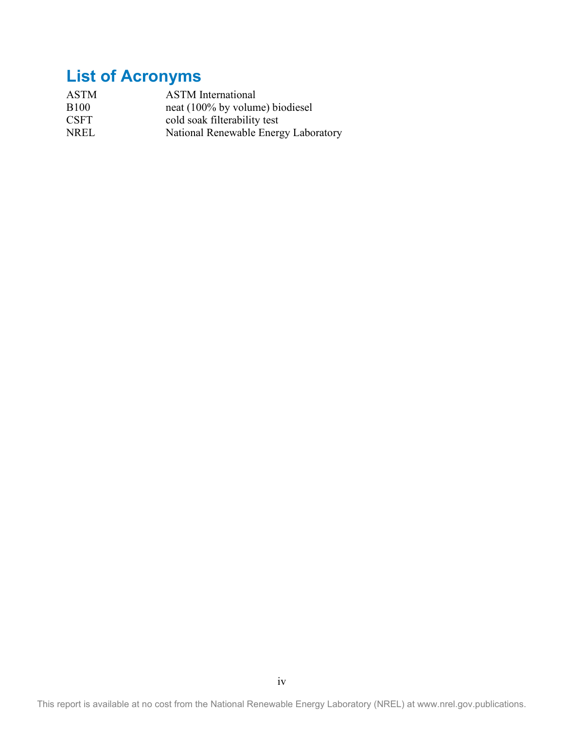# List of Acronyms

| | |
|---|---|
| ASTM | ASTM International |
| B100 | neat (100% by volume) biodiesel |
| CSFT | cold soak filterability test |
| NREL | National Renewable Energy Laboratory |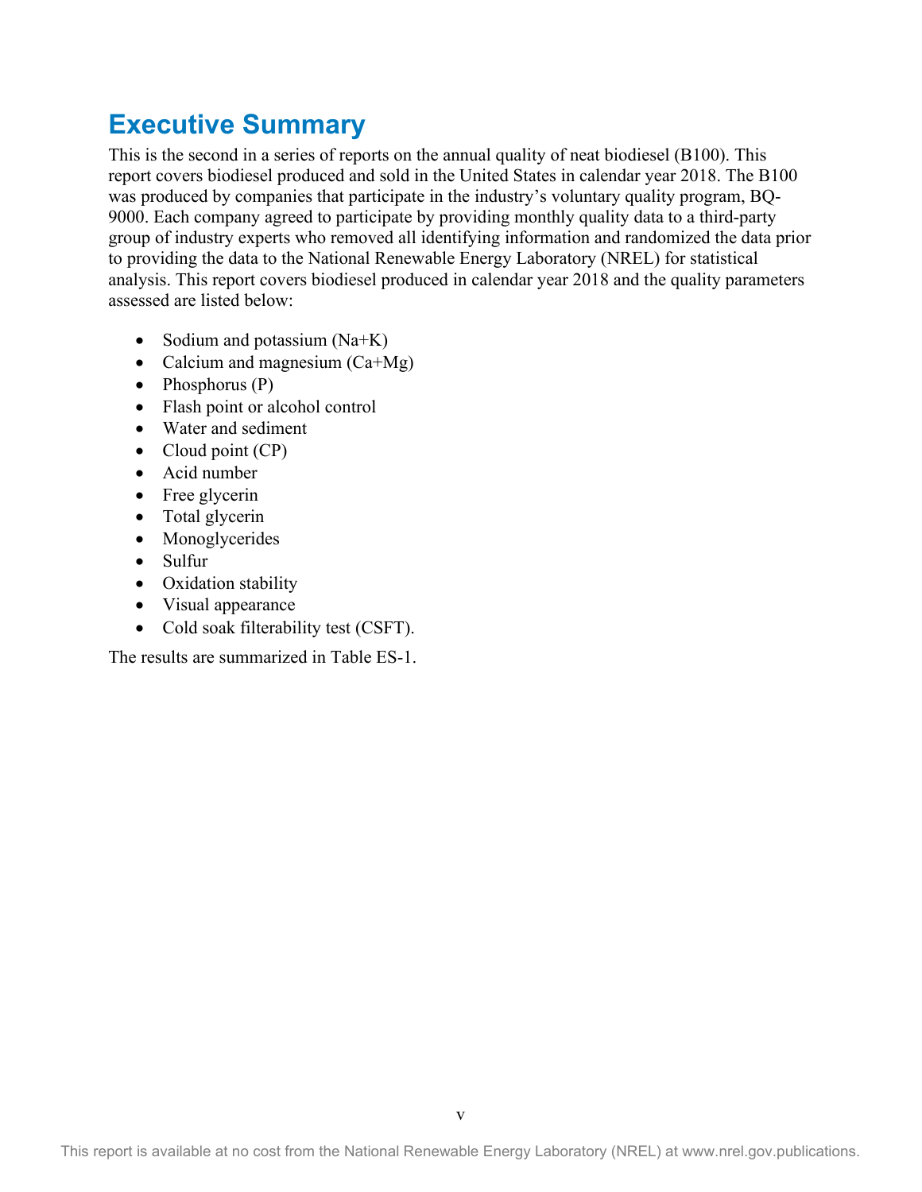# Executive Summary

This is the second in a series of reports on the annual quality of neat biodiesel (B100). This report covers biodiesel produced and sold in the United States in calendar year 2018. The B100 was produced by companies that participate in the industry's voluntary quality program, BQ-9000. Each company agreed to participate by providing monthly quality data to a third-party group of industry experts who removed all identifying information and randomized the data prior to providing the data to the National Renewable Energy Laboratory (NREL) for statistical analysis. This report covers biodiesel produced in calendar year 2018 and the quality parameters assessed are listed below:

- Sodium and potassium (Na+K)
- Calcium and magnesium (Ca+Mg)
- Phosphorus (P)
- Flash point or alcohol control
- Water and sediment
- Cloud point (CP)
- Acid number
- Free glycerin
- Total glycerin
- Monoglycerides
- Sulfur
- Oxidation stability
- Visual appearance
- Cold soak filterability test (CSFT).

The results are summarized in Table ES-1.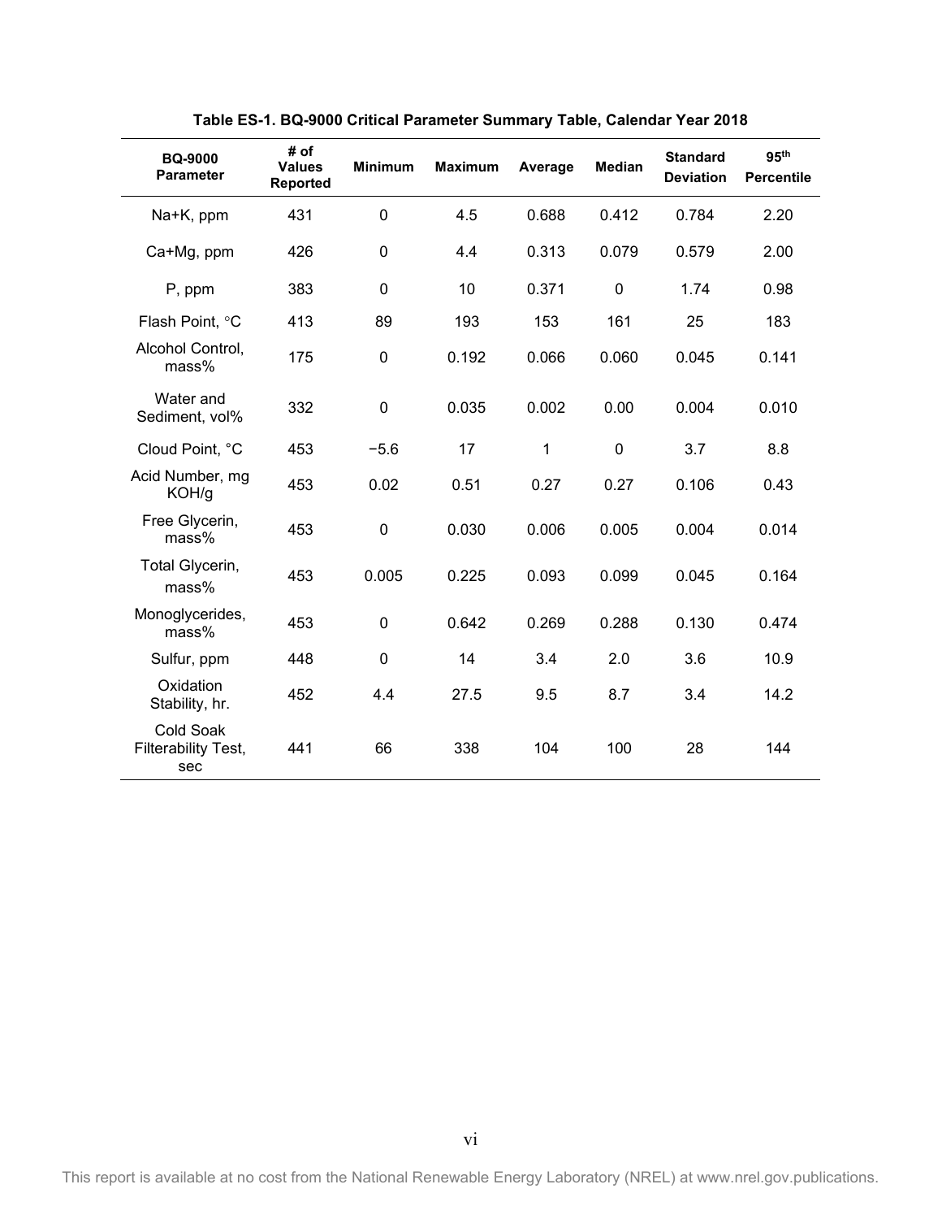**Table ES-1. BQ-9000 Critical Parameter Summary Table, Calendar Year 2018**

| BQ-9000 Parameter | # of Values Reported | Minimum | Maximum | Average | Median | Standard Deviation | 95th Percentile |
|---|---|---|---|---|---|---|---|
| Na+K, ppm | 431 | 0 | 4.5 | 0.688 | 0.412 | 0.784 | 2.20 |
| Ca+Mg, ppm | 426 | 0 | 4.4 | 0.313 | 0.079 | 0.579 | 2.00 |
| P, ppm | 383 | 0 | 10 | 0.371 | 0 | 1.74 | 0.98 |
| Flash Point, °C | 413 | 89 | 193 | 153 | 161 | 25 | 183 |
| Alcohol Control, mass% | 175 | 0 | 0.192 | 0.066 | 0.060 | 0.045 | 0.141 |
| Water and Sediment, vol% | 332 | 0 | 0.035 | 0.002 | 0.00 | 0.004 | 0.010 |
| Cloud Point, °C | 453 | −5.6 | 17 | 1 | 0 | 3.7 | 8.8 |
| Acid Number, mg KOH/g | 453 | 0.02 | 0.51 | 0.27 | 0.27 | 0.106 | 0.43 |
| Free Glycerin, mass% | 453 | 0 | 0.030 | 0.006 | 0.005 | 0.004 | 0.014 |
| Total Glycerin, mass% | 453 | 0.005 | 0.225 | 0.093 | 0.099 | 0.045 | 0.164 |
| Monoglycerides, mass% | 453 | 0 | 0.642 | 0.269 | 0.288 | 0.130 | 0.474 |
| Sulfur, ppm | 448 | 0 | 14 | 3.4 | 2.0 | 3.6 | 10.9 |
| Oxidation Stability, hr. | 452 | 4.4 | 27.5 | 9.5 | 8.7 | 3.4 | 14.2 |
| Cold Soak Filterability Test, sec | 441 | 66 | 338 | 104 | 100 | 28 | 144 |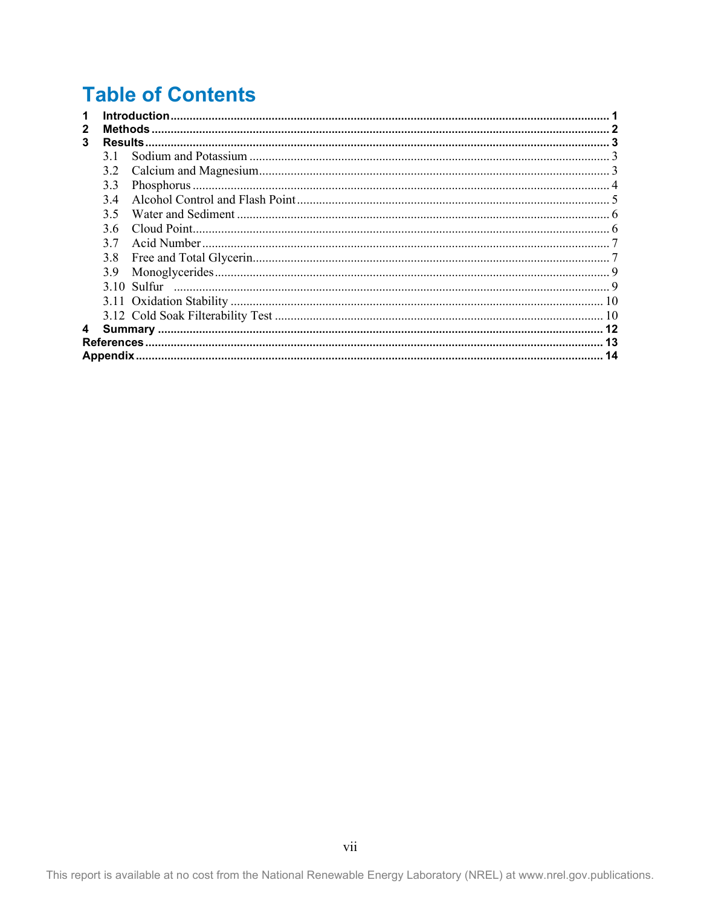# Table of Contents

| | | |
|---|---|---|
| **1** | **Introduction** | **1** |
| **2** | **Methods** | **2** |
| **3** | **Results** | **3** |
| | 3.1 Sodium and Potassium | 3 |
| | 3.2 Calcium and Magnesium | 3 |
| | 3.3 Phosphorus | 4 |
| | 3.4 Alcohol Control and Flash Point | 5 |
| | 3.5 Water and Sediment | 6 |
| | 3.6 Cloud Point | 6 |
| | 3.7 Acid Number | 7 |
| | 3.8 Free and Total Glycerin | 7 |
| | 3.9 Monoglycerides | 9 |
| | 3.10 Sulfur | 9 |
| | 3.11 Oxidation Stability | 10 |
| | 3.12 Cold Soak Filterability Test | 10 |
| **4** | **Summary** | **12** |
| | **References** | **13** |
| | **Appendix** | **14** |

This report is available at no cost from the National Renewable Energy Laboratory (NREL) at www.nrel.gov.publications.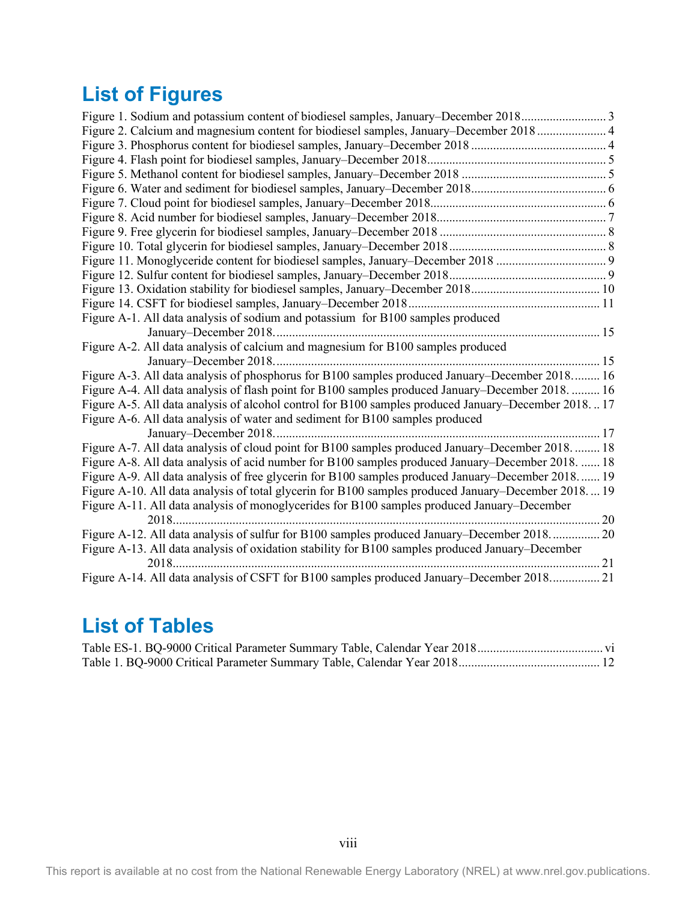# List of Figures

Figure 1. Sodium and potassium content of biodiesel samples, January–December 2018 .......................... 3
Figure 2. Calcium and magnesium content for biodiesel samples, January–December 2018 ...................... 4
Figure 3. Phosphorus content for biodiesel samples, January–December 2018 ........................................... 4
Figure 4. Flash point for biodiesel samples, January–December 2018 ........................................................ 5
Figure 5. Methanol content for biodiesel samples, January–December 2018 ............................................. 5
Figure 6. Water and sediment for biodiesel samples, January–December 2018 ........................................... 6
Figure 7. Cloud point for biodiesel samples, January–December 2018 ........................................................ 6
Figure 8. Acid number for biodiesel samples, January–December 2018 ...................................................... 7
Figure 9. Free glycerin for biodiesel samples, January–December 2018 ..................................................... 8
Figure 10. Total glycerin for biodiesel samples, January–December 2018 .................................................. 8
Figure 11. Monoglyceride content for biodiesel samples, January–December 2018 ................................... 9
Figure 12. Sulfur content for biodiesel samples, January–December 2018 .................................................. 9
Figure 13. Oxidation stability for biodiesel samples, January–December 2018 ......................................... 10
Figure 14. CSFT for biodiesel samples, January–December 2018 ............................................................. 11
Figure A-1. All data analysis of sodium and potassium for B100 samples produced January–December 2018. ....................................................................................................... 15
Figure A-2. All data analysis of calcium and magnesium for B100 samples produced January–December 2018. ....................................................................................................... 15
Figure A-3. All data analysis of phosphorus for B100 samples produced January–December 2018. ........ 16
Figure A-4. All data analysis of flash point for B100 samples produced January–December 2018. ......... 16
Figure A-5. All data analysis of alcohol control for B100 samples produced January–December 2018. .. 17
Figure A-6. All data analysis of water and sediment for B100 samples produced January–December 2018. ....................................................................................................... 17
Figure A-7. All data analysis of cloud point for B100 samples produced January–December 2018. ........ 18
Figure A-8. All data analysis of acid number for B100 samples produced January–December 2018. ...... 18
Figure A-9. All data analysis of free glycerin for B100 samples produced January–December 2018. ...... 19
Figure A-10. All data analysis of total glycerin for B100 samples produced January–December 2018. ... 19
Figure A-11. All data analysis of monoglycerides for B100 samples produced January–December 2018 ....................................................................................................................................... 20
Figure A-12. All data analysis of sulfur for B100 samples produced January–December 2018. ............... 20
Figure A-13. All data analysis of oxidation stability for B100 samples produced January–December 2018 ....................................................................................................................................... 21
Figure A-14. All data analysis of CSFT for B100 samples produced January–December 2018................ 21

# List of Tables

Table ES-1. BQ-9000 Critical Parameter Summary Table, Calendar Year 2018 ........................................ vi
Table 1. BQ-9000 Critical Parameter Summary Table, Calendar Year 2018 ............................................ 12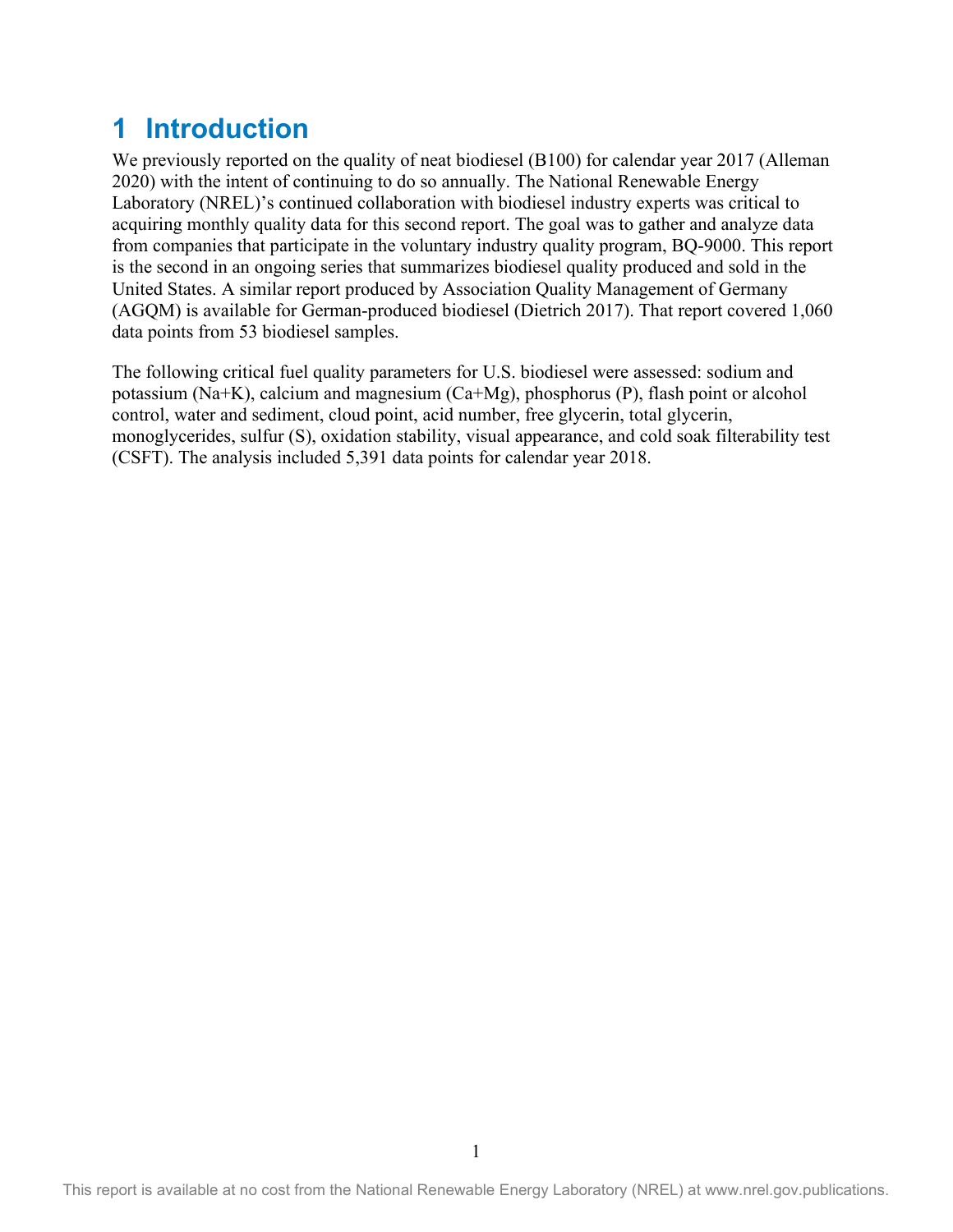# 1 Introduction

We previously reported on the quality of neat biodiesel (B100) for calendar year 2017 (Alleman 2020) with the intent of continuing to do so annually. The National Renewable Energy Laboratory (NREL)'s continued collaboration with biodiesel industry experts was critical to acquiring monthly quality data for this second report. The goal was to gather and analyze data from companies that participate in the voluntary industry quality program, BQ-9000. This report is the second in an ongoing series that summarizes biodiesel quality produced and sold in the United States. A similar report produced by Association Quality Management of Germany (AGQM) is available for German-produced biodiesel (Dietrich 2017). That report covered 1,060 data points from 53 biodiesel samples.

The following critical fuel quality parameters for U.S. biodiesel were assessed: sodium and potassium (Na+K), calcium and magnesium (Ca+Mg), phosphorus (P), flash point or alcohol control, water and sediment, cloud point, acid number, free glycerin, total glycerin, monoglycerides, sulfur (S), oxidation stability, visual appearance, and cold soak filterability test (CSFT). The analysis included 5,391 data points for calendar year 2018.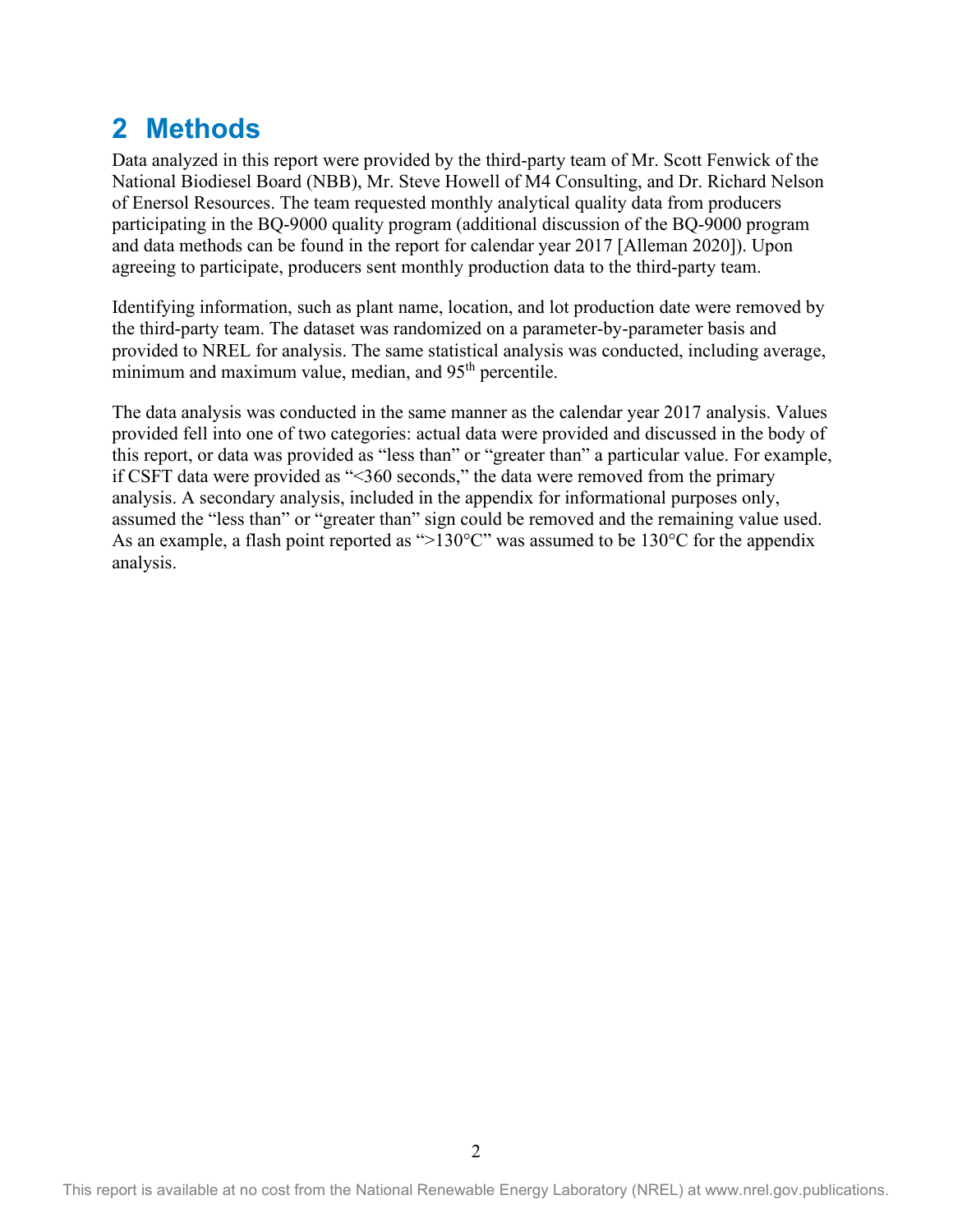# 2 Methods

Data analyzed in this report were provided by the third-party team of Mr. Scott Fenwick of the National Biodiesel Board (NBB), Mr. Steve Howell of M4 Consulting, and Dr. Richard Nelson of Enersol Resources. The team requested monthly analytical quality data from producers participating in the BQ-9000 quality program (additional discussion of the BQ-9000 program and data methods can be found in the report for calendar year 2017 [Alleman 2020]). Upon agreeing to participate, producers sent monthly production data to the third-party team.

Identifying information, such as plant name, location, and lot production date were removed by the third-party team. The dataset was randomized on a parameter-by-parameter basis and provided to NREL for analysis. The same statistical analysis was conducted, including average, minimum and maximum value, median, and 95th percentile.

The data analysis was conducted in the same manner as the calendar year 2017 analysis. Values provided fell into one of two categories: actual data were provided and discussed in the body of this report, or data was provided as "less than" or "greater than" a particular value. For example, if CSFT data were provided as "<360 seconds," the data were removed from the primary analysis. A secondary analysis, included in the appendix for informational purposes only, assumed the "less than" or "greater than" sign could be removed and the remaining value used. As an example, a flash point reported as ">130°C" was assumed to be 130°C for the appendix analysis.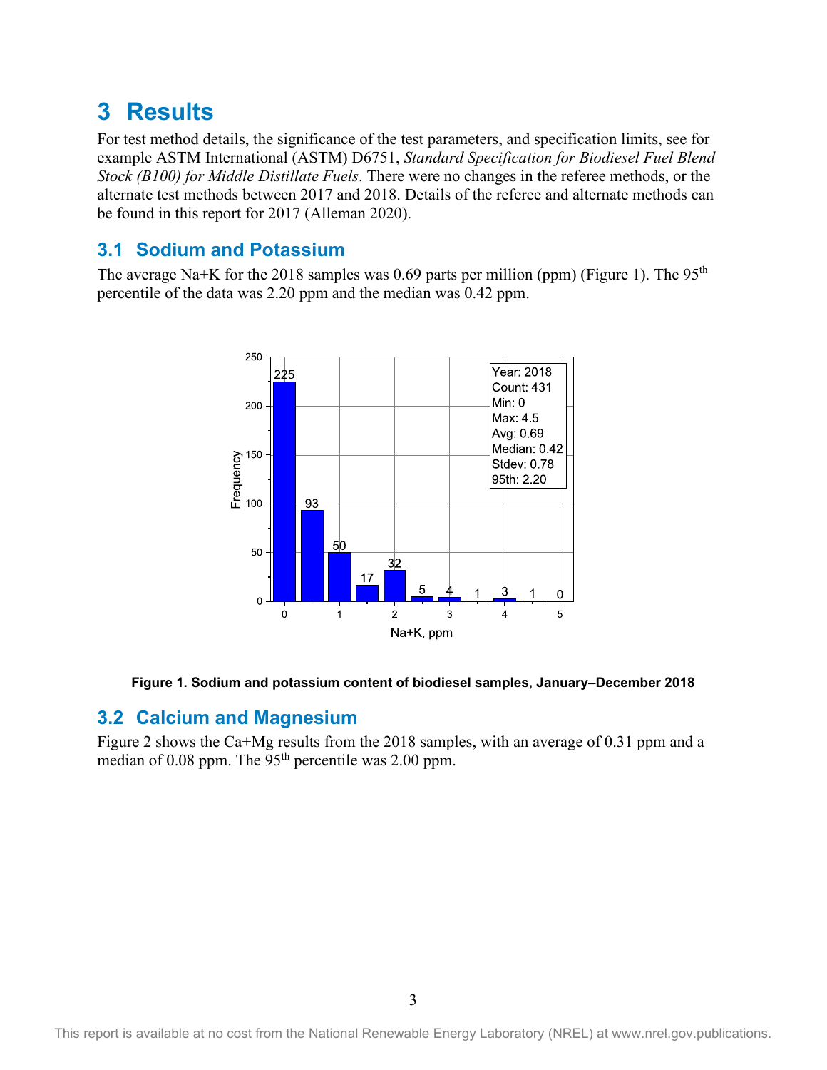# 3 Results

For test method details, the significance of the test parameters, and specification limits, see for example ASTM International (ASTM) D6751, *Standard Specification for Biodiesel Fuel Blend Stock (B100) for Middle Distillate Fuels*. There were no changes in the referee methods, or the alternate test methods between 2017 and 2018. Details of the referee and alternate methods can be found in this report for 2017 (Alleman 2020).

## 3.1 Sodium and Potassium

The average Na+K for the 2018 samples was 0.69 parts per million (ppm) (Figure 1). The 95$^{th}$ percentile of the data was 2.20 ppm and the median was 0.42 ppm.

**Figure 1. Sodium and potassium content of biodiesel samples, January–December 2018**

## 3.2 Calcium and Magnesium

Figure 2 shows the Ca+Mg results from the 2018 samples, with an average of 0.31 ppm and a median of 0.08 ppm. The 95$^{th}$ percentile was 2.00 ppm.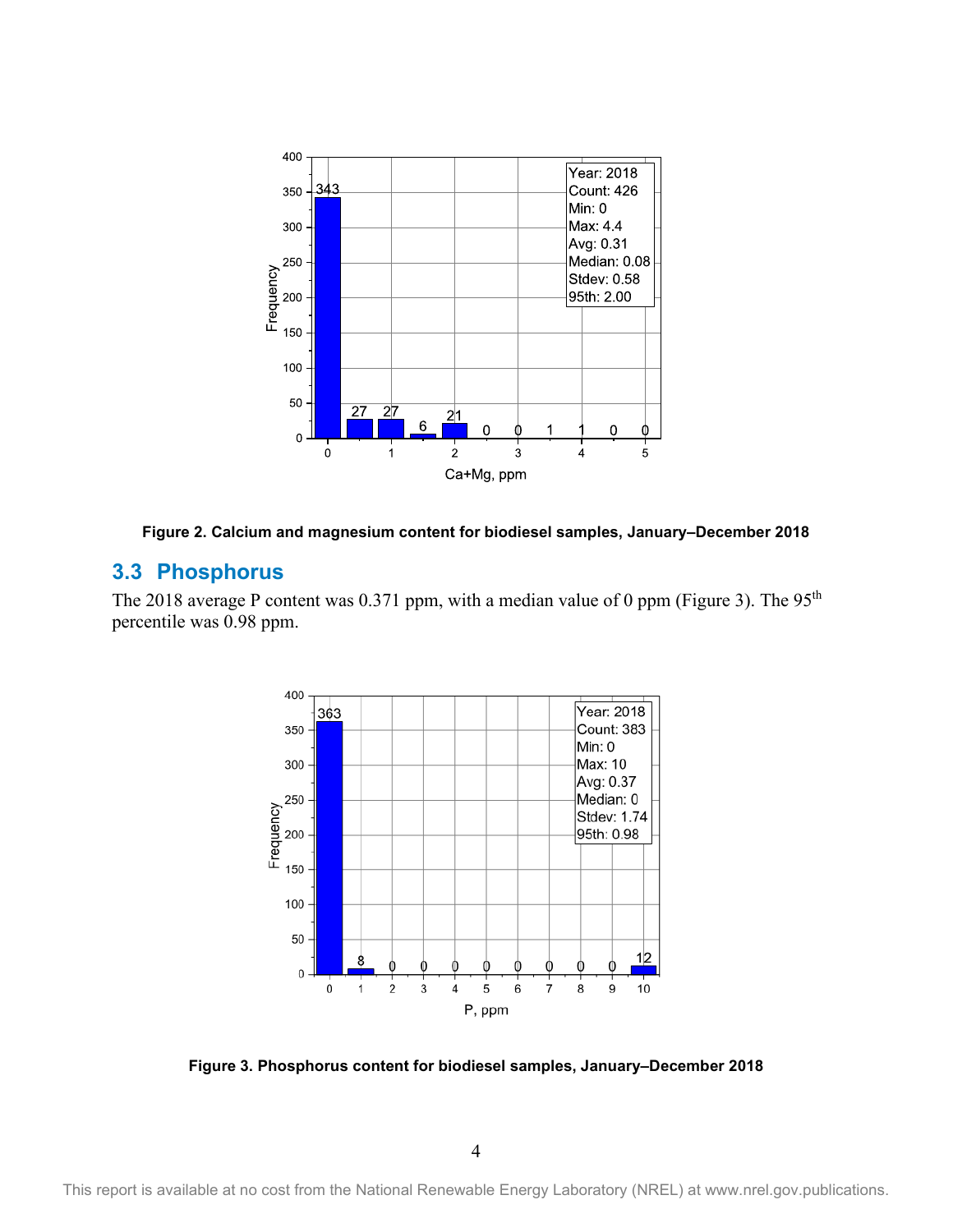Figure 2. Calcium and magnesium content for biodiesel samples, January–December 2018

## 3.3 Phosphorus

The 2018 average P content was 0.371 ppm, with a median value of 0 ppm (Figure 3). The 95th percentile was 0.98 ppm.

Figure 3. Phosphorus content for biodiesel samples, January–December 2018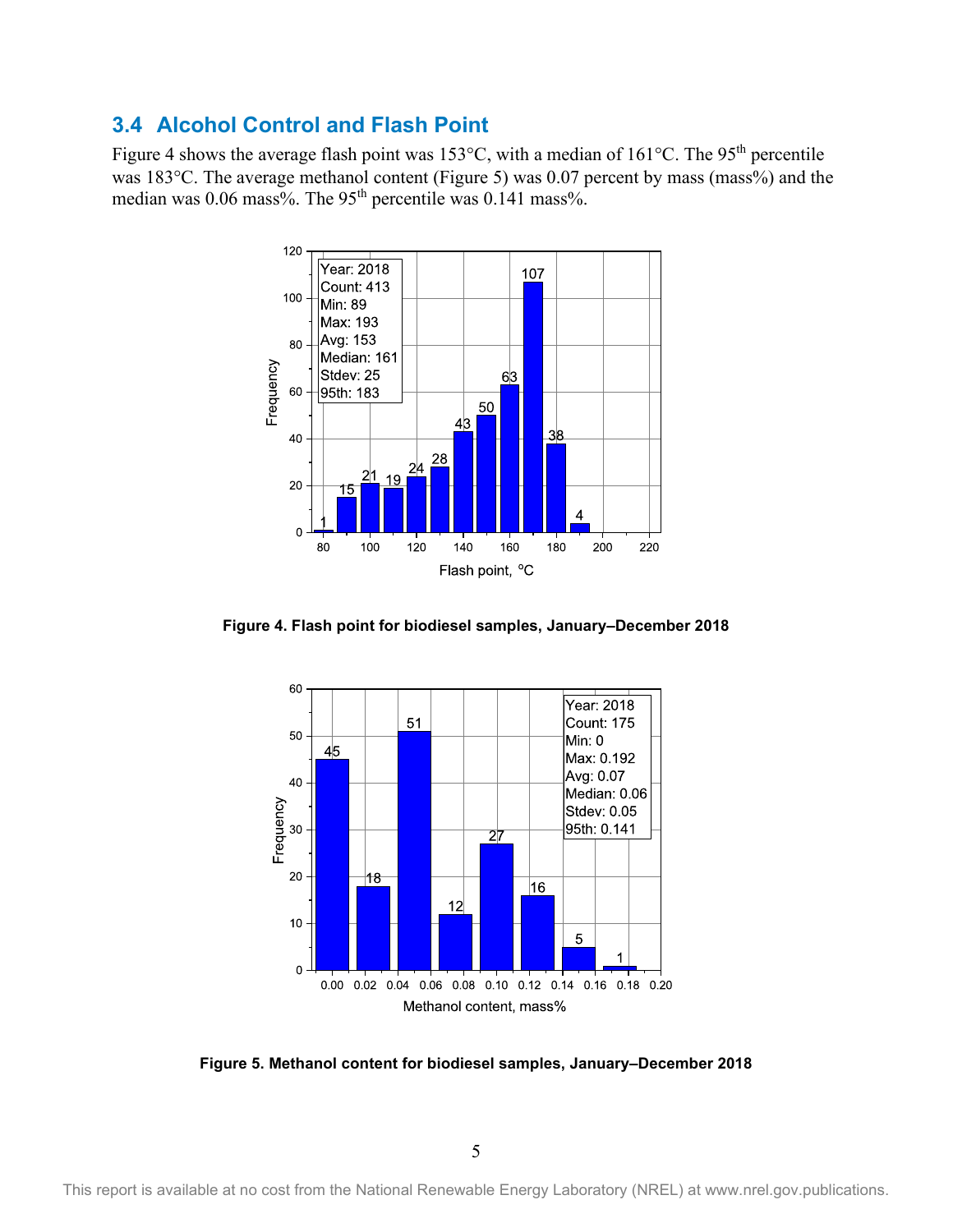## 3.4 Alcohol Control and Flash Point

Figure 4 shows the average flash point was 153°C, with a median of 161°C. The 95th percentile was 183°C. The average methanol content (Figure 5) was 0.07 percent by mass (mass%) and the median was 0.06 mass%. The 95th percentile was 0.141 mass%.

**Figure 4. Flash point for biodiesel samples, January–December 2018**

**Figure 5. Methanol content for biodiesel samples, January–December 2018**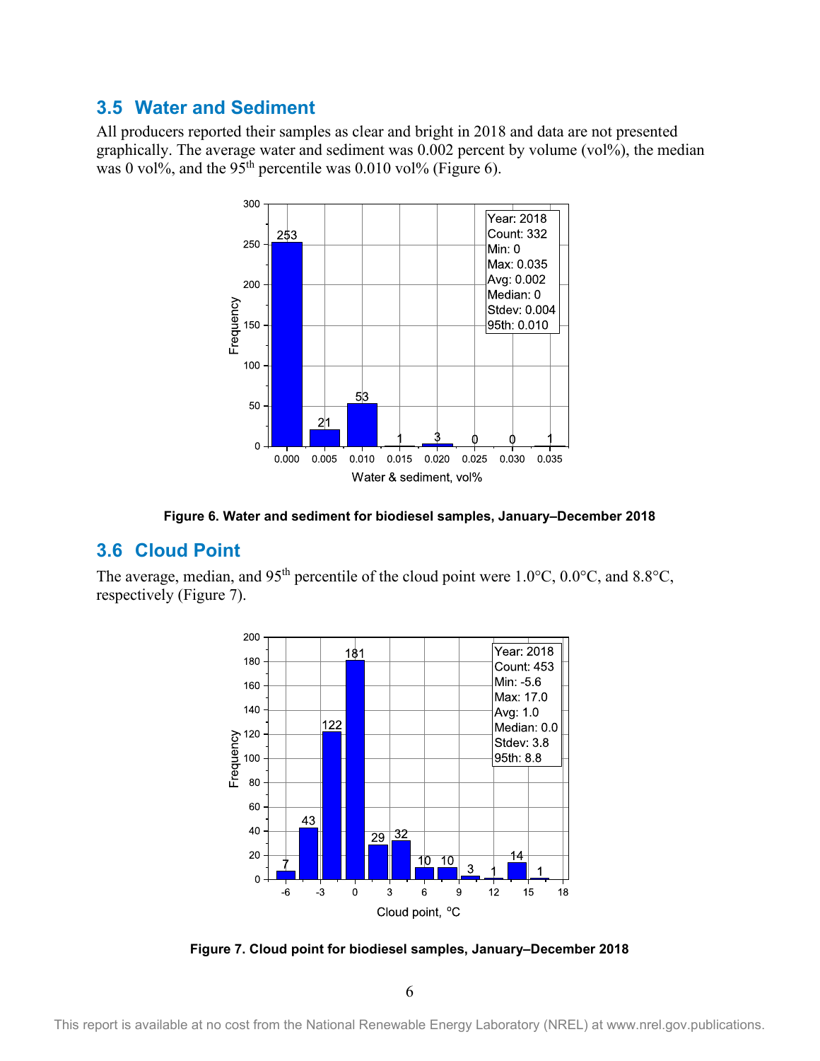## 3.5 Water and Sediment

All producers reported their samples as clear and bright in 2018 and data are not presented graphically. The average water and sediment was 0.002 percent by volume (vol%), the median was 0 vol%, and the 95th percentile was 0.010 vol% (Figure 6).

**Figure 6. Water and sediment for biodiesel samples, January–December 2018**

## 3.6 Cloud Point

The average, median, and 95th percentile of the cloud point were 1.0°C, 0.0°C, and 8.8°C, respectively (Figure 7).

**Figure 7. Cloud point for biodiesel samples, January–December 2018**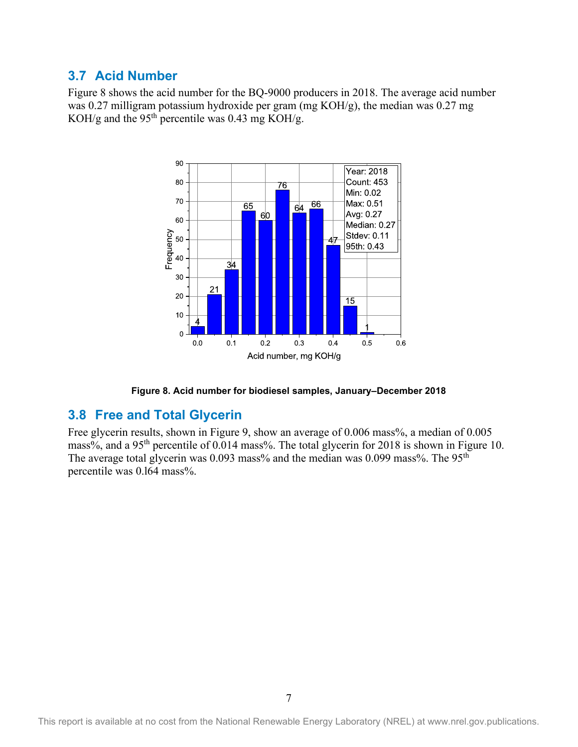## 3.7 Acid Number

Figure 8 shows the acid number for the BQ-9000 producers in 2018. The average acid number was 0.27 milligram potassium hydroxide per gram (mg KOH/g), the median was 0.27 mg KOH/g and the 95th percentile was 0.43 mg KOH/g.

**Figure 8. Acid number for biodiesel samples, January–December 2018**

## 3.8 Free and Total Glycerin

Free glycerin results, shown in Figure 9, show an average of 0.006 mass%, a median of 0.005 mass%, and a 95th percentile of 0.014 mass%. The total glycerin for 2018 is shown in Figure 10. The average total glycerin was 0.093 mass% and the median was 0.099 mass%. The 95th percentile was 0.l64 mass%.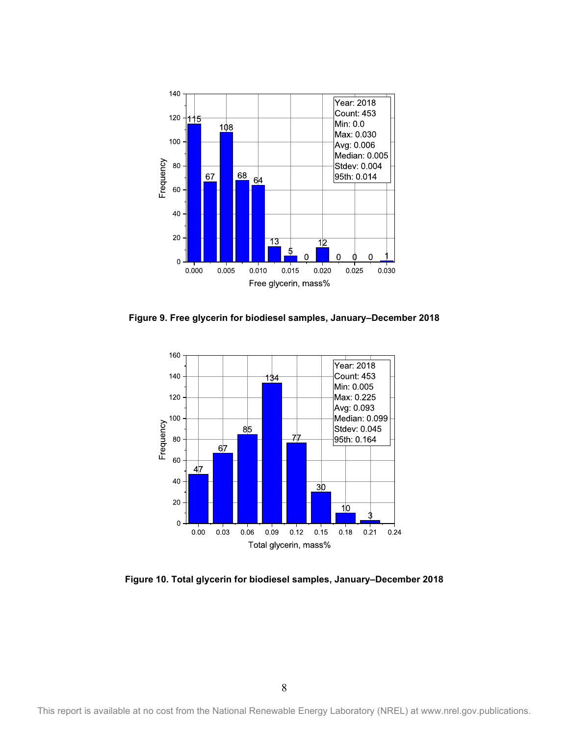Figure 9. Free glycerin for biodiesel samples, January–December 2018

Figure 10. Total glycerin for biodiesel samples, January–December 2018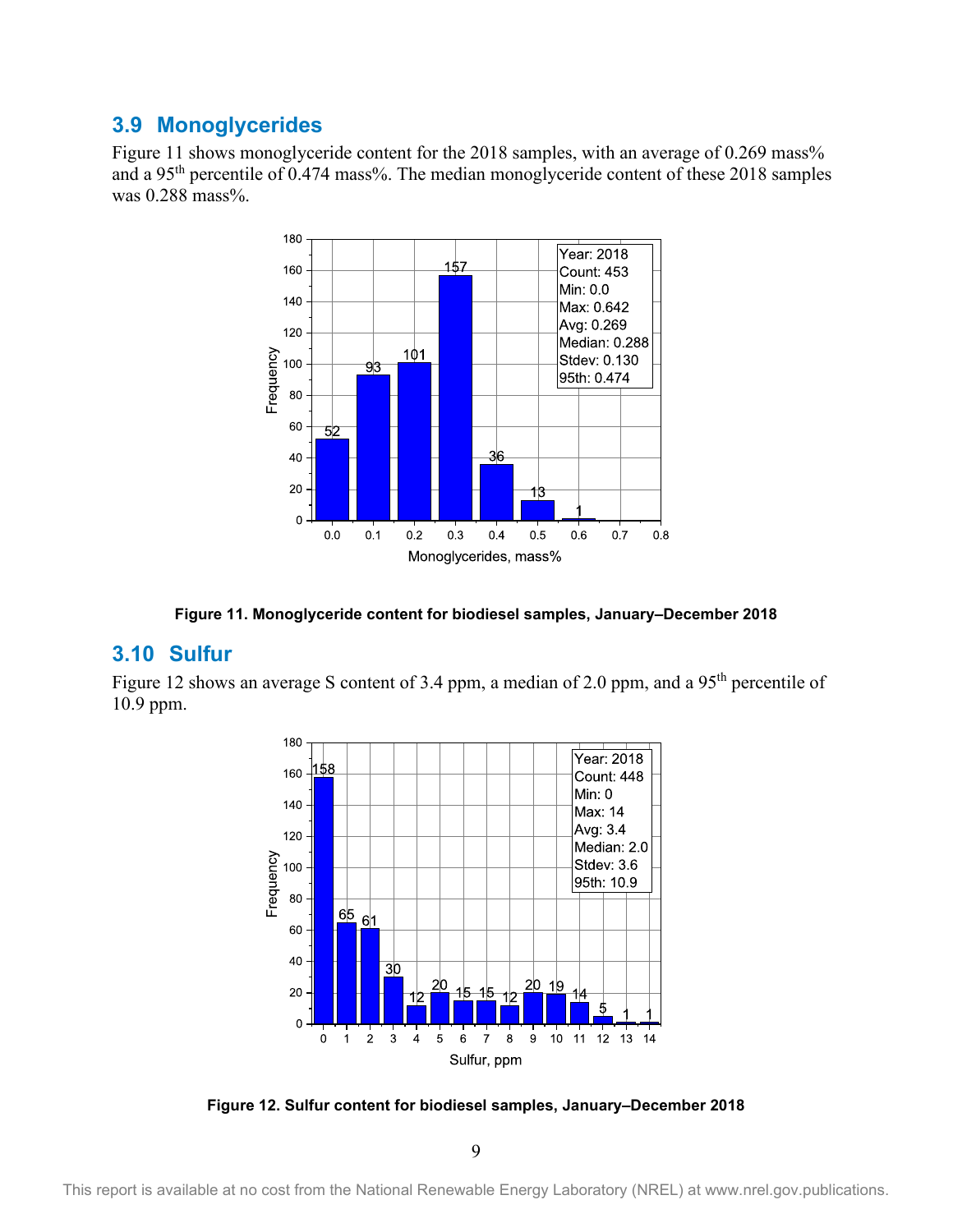## 3.9 Monoglycerides

Figure 11 shows monoglyceride content for the 2018 samples, with an average of 0.269 mass% and a 95th percentile of 0.474 mass%. The median monoglyceride content of these 2018 samples was 0.288 mass%.

**Figure 11. Monoglyceride content for biodiesel samples, January–December 2018**

## 3.10 Sulfur

Figure 12 shows an average S content of 3.4 ppm, a median of 2.0 ppm, and a 95th percentile of 10.9 ppm.

**Figure 12. Sulfur content for biodiesel samples, January–December 2018**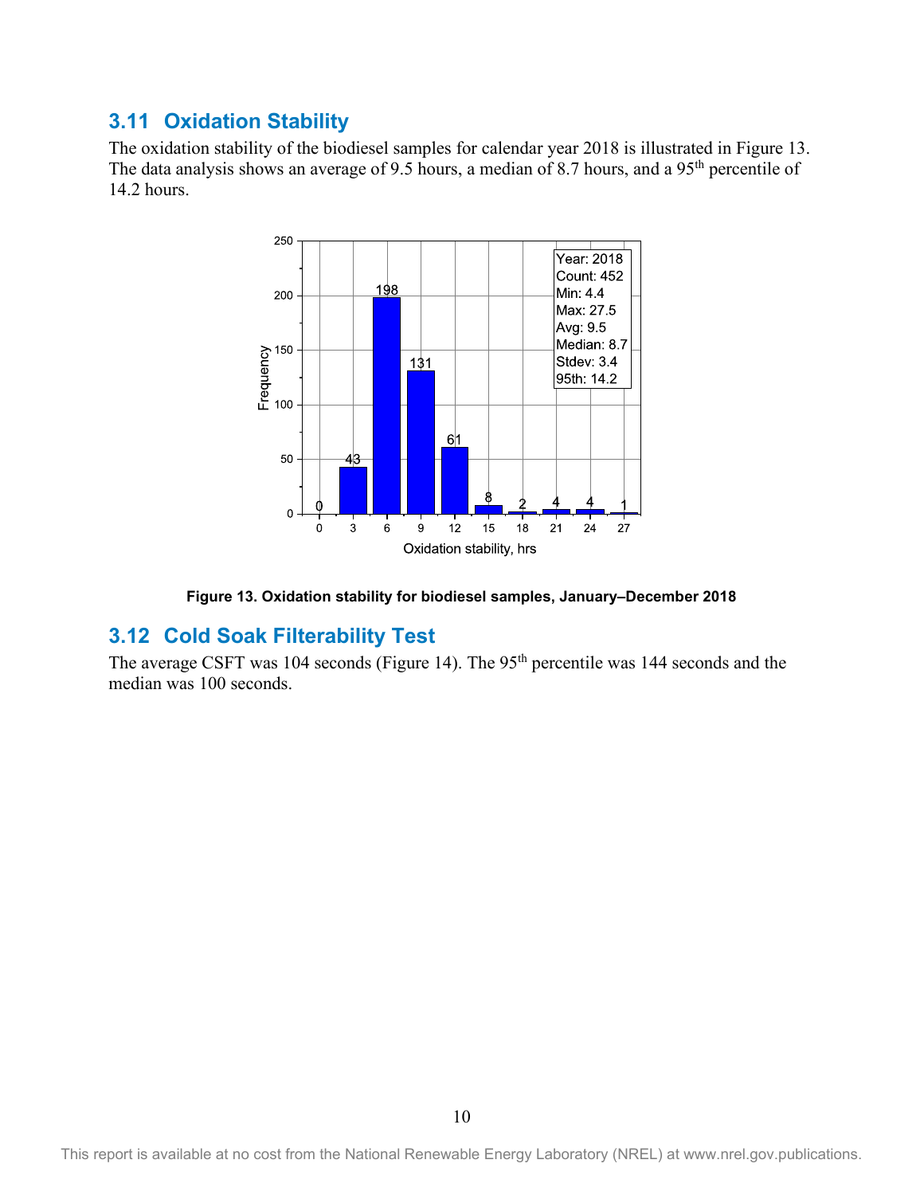## 3.11 Oxidation Stability

The oxidation stability of the biodiesel samples for calendar year 2018 is illustrated in Figure 13. The data analysis shows an average of 9.5 hours, a median of 8.7 hours, and a 95th percentile of 14.2 hours.

**Figure 13. Oxidation stability for biodiesel samples, January–December 2018**

## 3.12 Cold Soak Filterability Test

The average CSFT was 104 seconds (Figure 14). The 95th percentile was 144 seconds and the median was 100 seconds.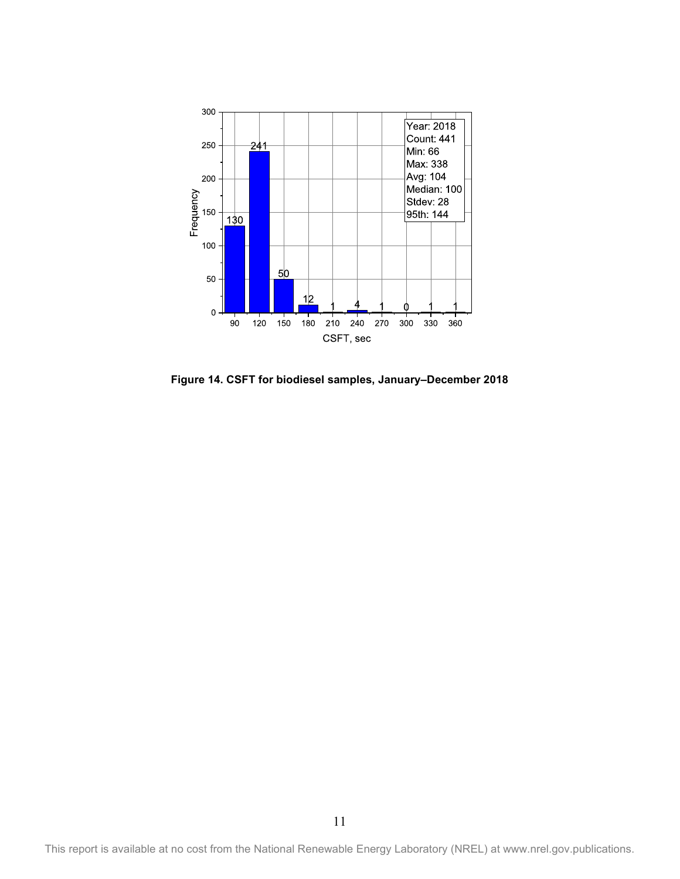**Figure 14. CSFT for biodiesel samples, January–December 2018**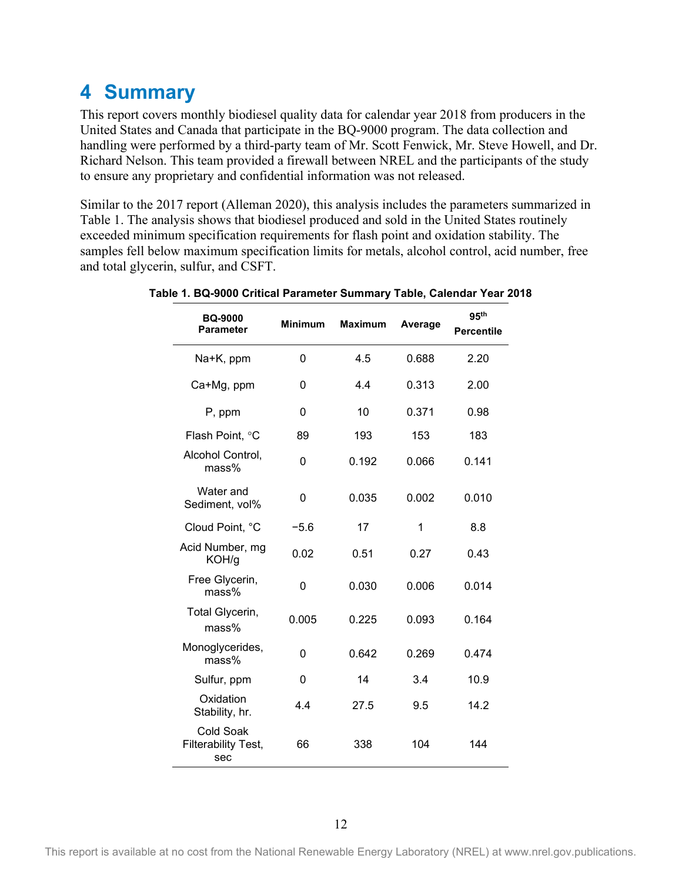# 4 Summary

This report covers monthly biodiesel quality data for calendar year 2018 from producers in the United States and Canada that participate in the BQ-9000 program. The data collection and handling were performed by a third-party team of Mr. Scott Fenwick, Mr. Steve Howell, and Dr. Richard Nelson. This team provided a firewall between NREL and the participants of the study to ensure any proprietary and confidential information was not released.

Similar to the 2017 report (Alleman 2020), this analysis includes the parameters summarized in Table 1. The analysis shows that biodiesel produced and sold in the United States routinely exceeded minimum specification requirements for flash point and oxidation stability. The samples fell below maximum specification limits for metals, alcohol control, acid number, free and total glycerin, sulfur, and CSFT.

**Table 1. BQ-9000 Critical Parameter Summary Table, Calendar Year 2018**

| BQ-9000 Parameter | Minimum | Maximum | Average | 95th Percentile |
|---|---|---|---|---|
| Na+K, ppm | 0 | 4.5 | 0.688 | 2.20 |
| Ca+Mg, ppm | 0 | 4.4 | 0.313 | 2.00 |
| P, ppm | 0 | 10 | 0.371 | 0.98 |
| Flash Point, °C | 89 | 193 | 153 | 183 |
| Alcohol Control, mass% | 0 | 0.192 | 0.066 | 0.141 |
| Water and Sediment, vol% | 0 | 0.035 | 0.002 | 0.010 |
| Cloud Point, °C | −5.6 | 17 | 1 | 8.8 |
| Acid Number, mg KOH/g | 0.02 | 0.51 | 0.27 | 0.43 |
| Free Glycerin, mass% | 0 | 0.030 | 0.006 | 0.014 |
| Total Glycerin, mass% | 0.005 | 0.225 | 0.093 | 0.164 |
| Monoglycerides, mass% | 0 | 0.642 | 0.269 | 0.474 |
| Sulfur, ppm | 0 | 14 | 3.4 | 10.9 |
| Oxidation Stability, hr. | 4.4 | 27.5 | 9.5 | 14.2 |
| Cold Soak Filterability Test, sec | 66 | 338 | 104 | 144 |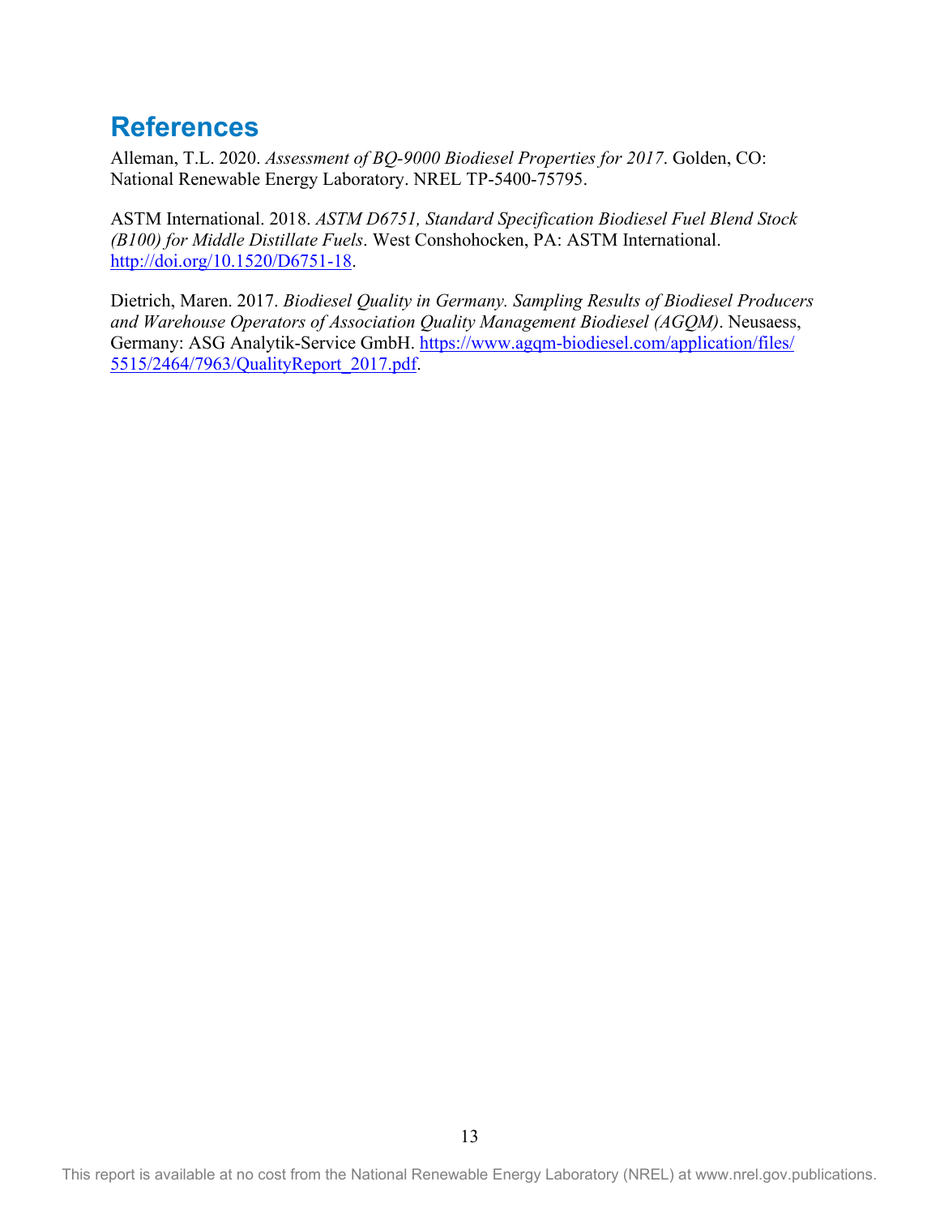# References

Alleman, T.L. 2020. *Assessment of BQ-9000 Biodiesel Properties for 2017*. Golden, CO: National Renewable Energy Laboratory. NREL TP-5400-75795.

ASTM International. 2018. *ASTM D6751, Standard Specification Biodiesel Fuel Blend Stock (B100) for Middle Distillate Fuels*. West Conshohocken, PA: ASTM International. http://doi.org/10.1520/D6751-18.

Dietrich, Maren. 2017. *Biodiesel Quality in Germany. Sampling Results of Biodiesel Producers and Warehouse Operators of Association Quality Management Biodiesel (AGQM)*. Neusaess, Germany: ASG Analytik-Service GmbH. https://www.agqm-biodiesel.com/application/files/5515/2464/7963/QualityReport_2017.pdf.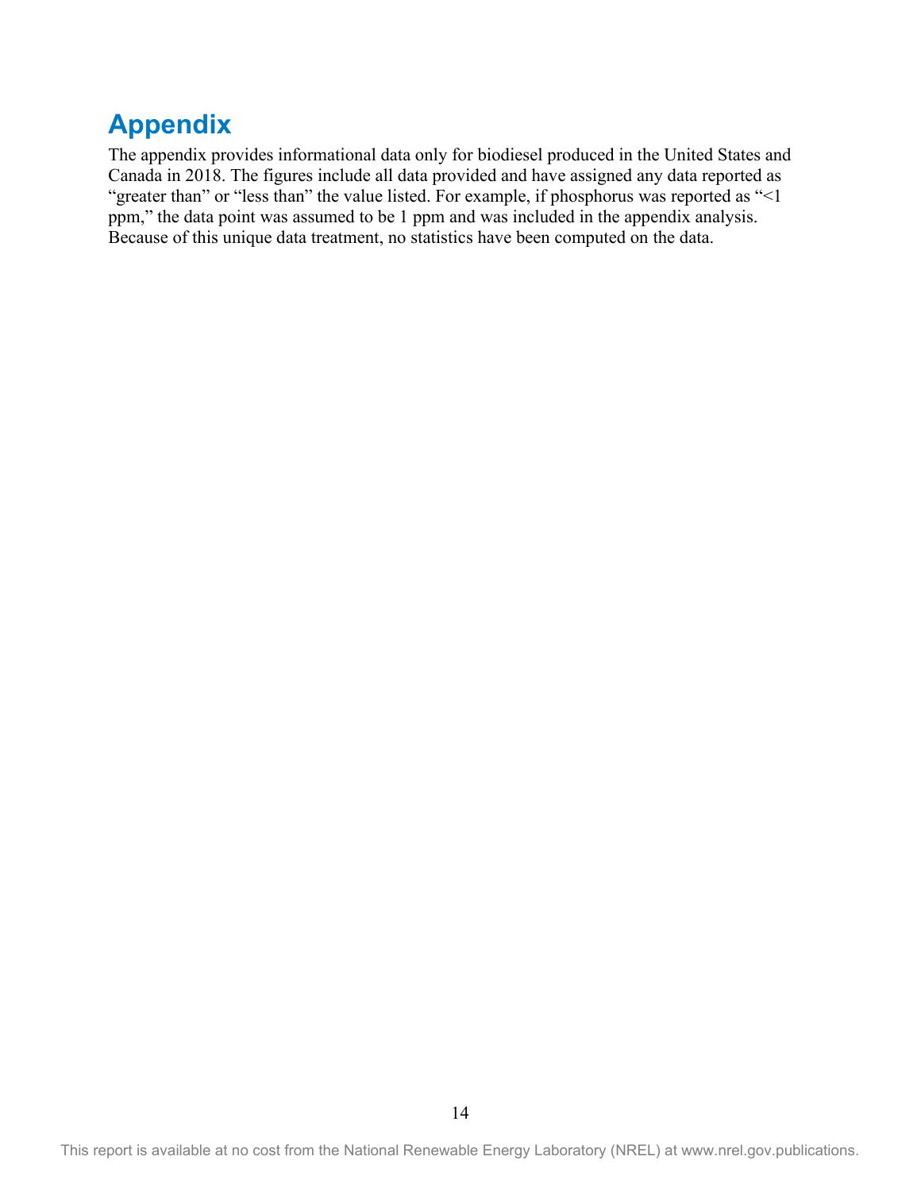# Appendix

The appendix provides informational data only for biodiesel produced in the United States and Canada in 2018. The figures include all data provided and have assigned any data reported as "greater than" or "less than" the value listed. For example, if phosphorus was reported as "<1 ppm," the data point was assumed to be 1 ppm and was included in the appendix analysis. Because of this unique data treatment, no statistics have been computed on the data.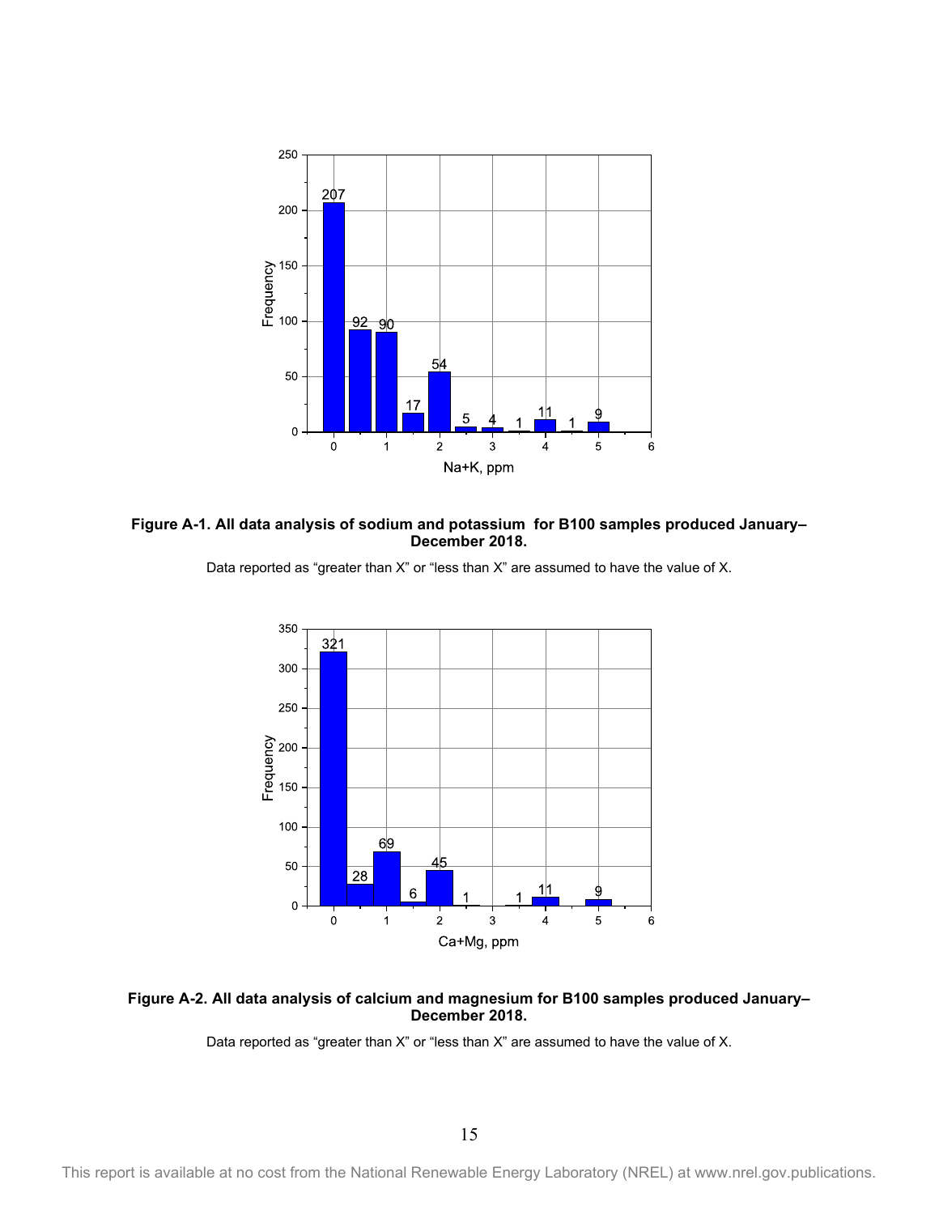**Figure A-1. All data analysis of sodium and potassium for B100 samples produced January–December 2018.**

Data reported as "greater than X" or "less than X" are assumed to have the value of X.

**Figure A-2. All data analysis of calcium and magnesium for B100 samples produced January–December 2018.**

Data reported as "greater than X" or "less than X" are assumed to have the value of X.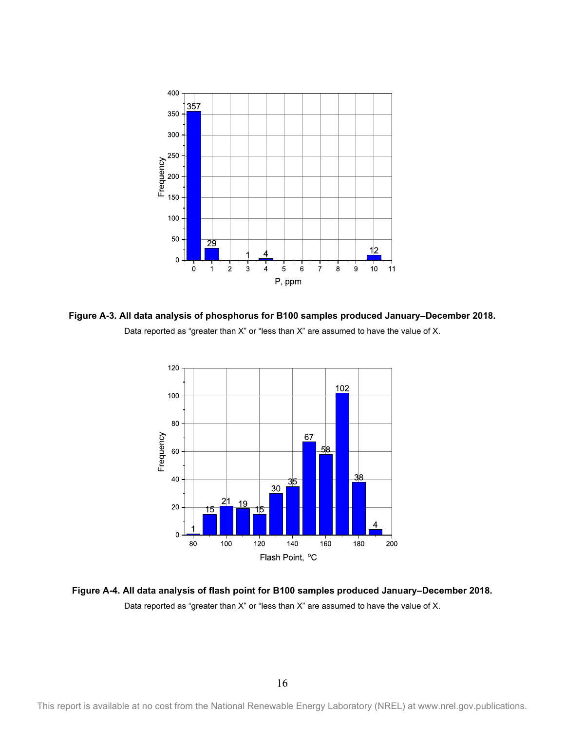**Figure A-3. All data analysis of phosphorus for B100 samples produced January–December 2018.**

Data reported as "greater than X" or "less than X" are assumed to have the value of X.

**Figure A-4. All data analysis of flash point for B100 samples produced January–December 2018.**

Data reported as "greater than X" or "less than X" are assumed to have the value of X.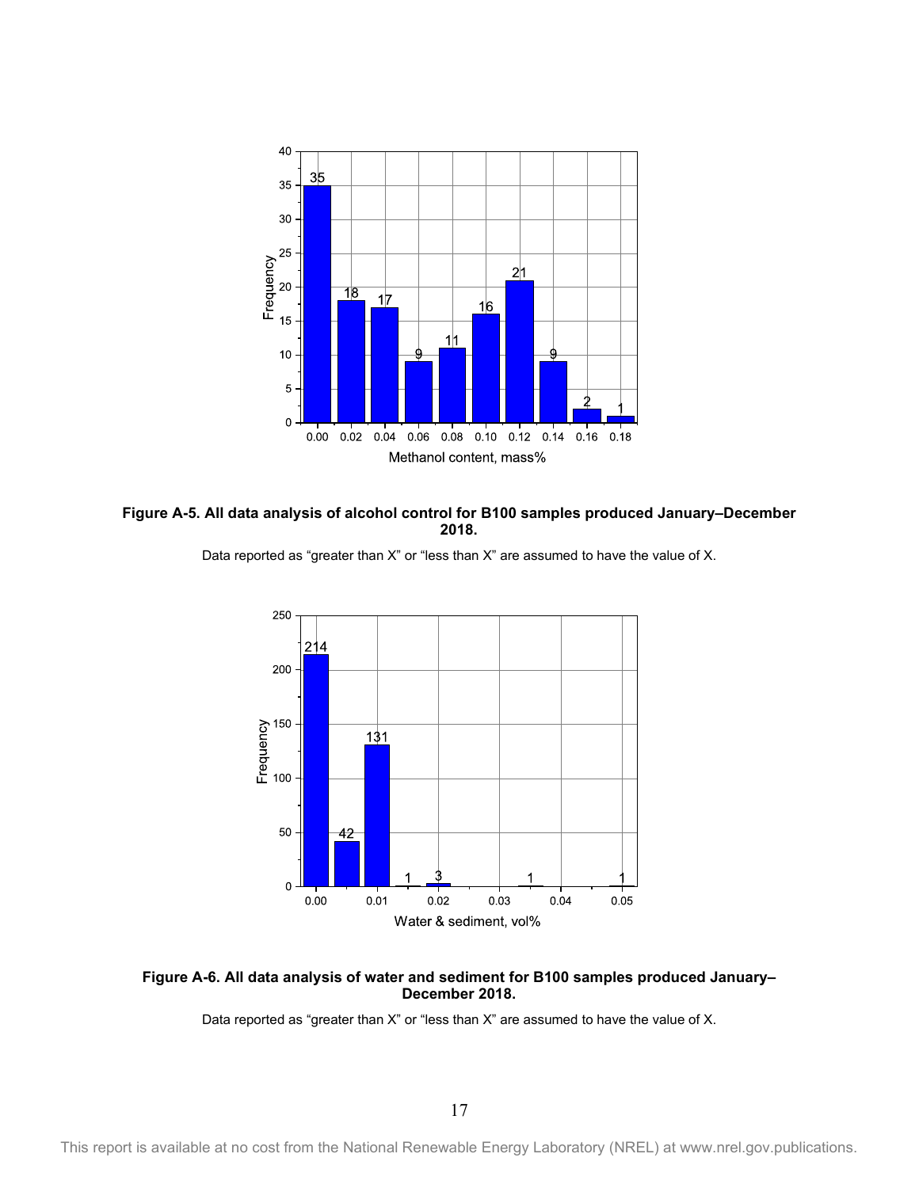**Figure A-5. All data analysis of alcohol control for B100 samples produced January–December 2018.**

Data reported as "greater than X" or "less than X" are assumed to have the value of X.

**Figure A-6. All data analysis of water and sediment for B100 samples produced January–December 2018.**

Data reported as "greater than X" or "less than X" are assumed to have the value of X.

This report is available at no cost from the National Renewable Energy Laboratory (NREL) at www.nrel.gov.publications.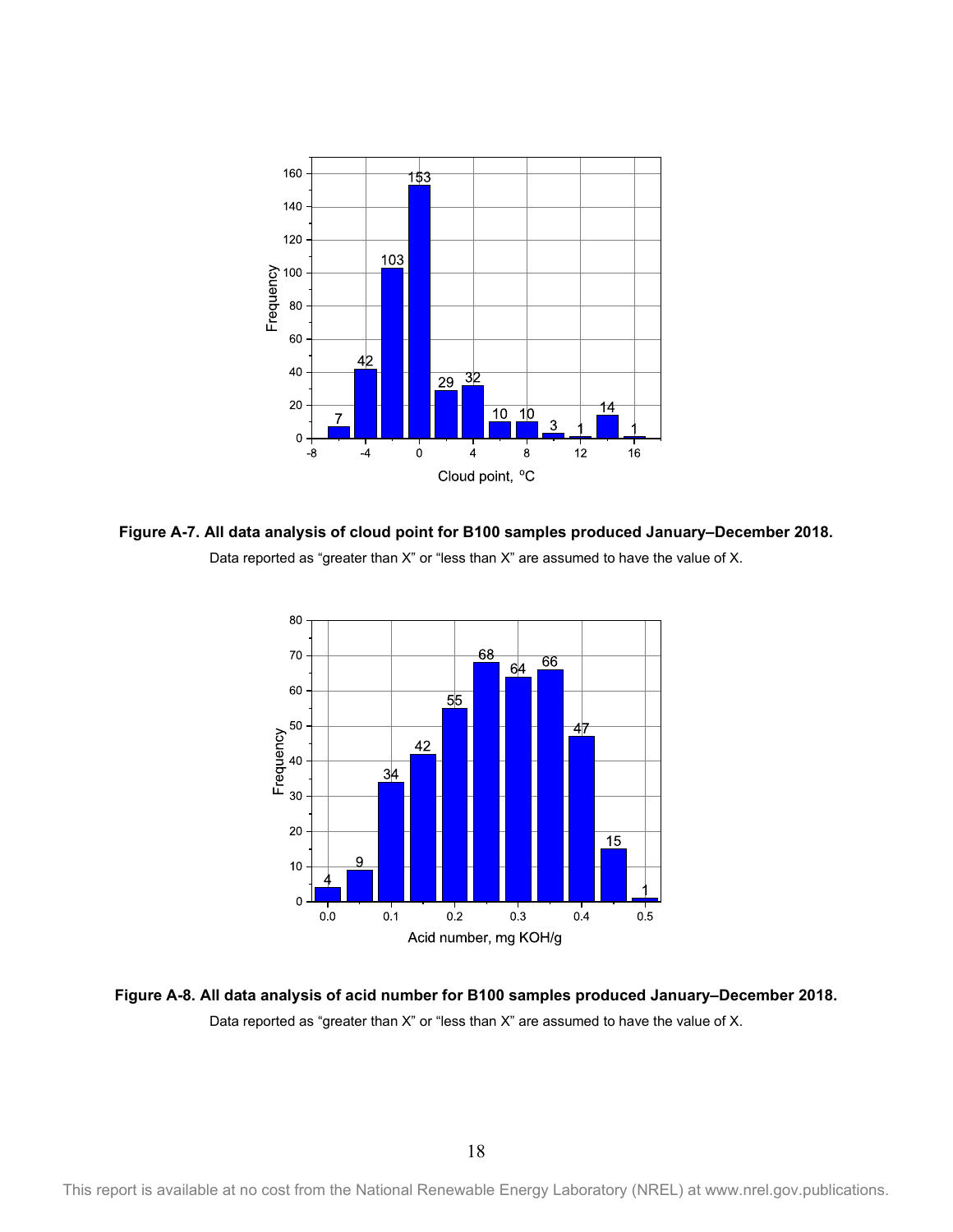**Figure A-7. All data analysis of cloud point for B100 samples produced January–December 2018.**

Data reported as "greater than X" or "less than X" are assumed to have the value of X.

**Figure A-8. All data analysis of acid number for B100 samples produced January–December 2018.**

Data reported as "greater than X" or "less than X" are assumed to have the value of X.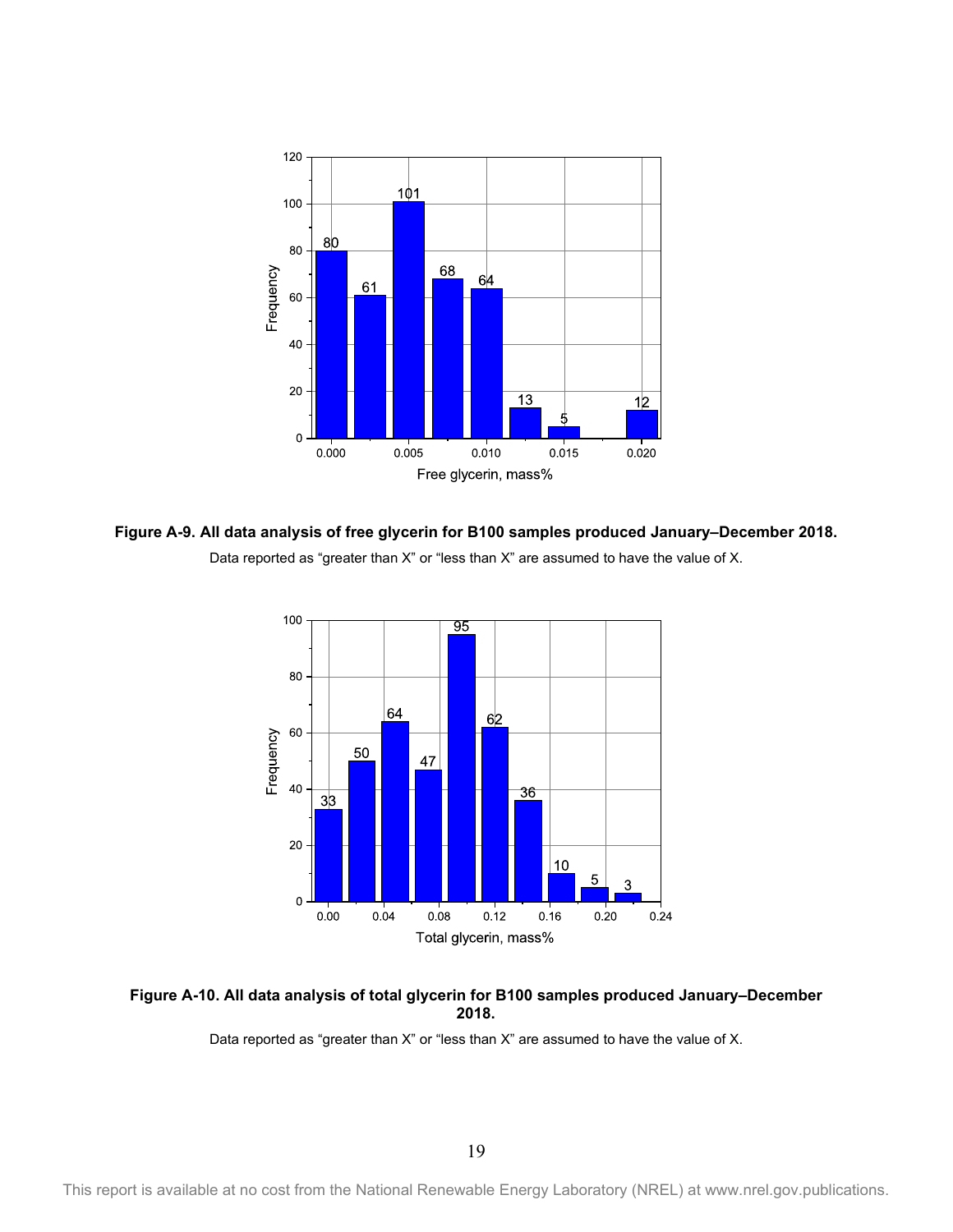**Figure A-9. All data analysis of free glycerin for B100 samples produced January–December 2018.**

Data reported as "greater than X" or "less than X" are assumed to have the value of X.

**Figure A-10. All data analysis of total glycerin for B100 samples produced January–December 2018.**

Data reported as "greater than X" or "less than X" are assumed to have the value of X.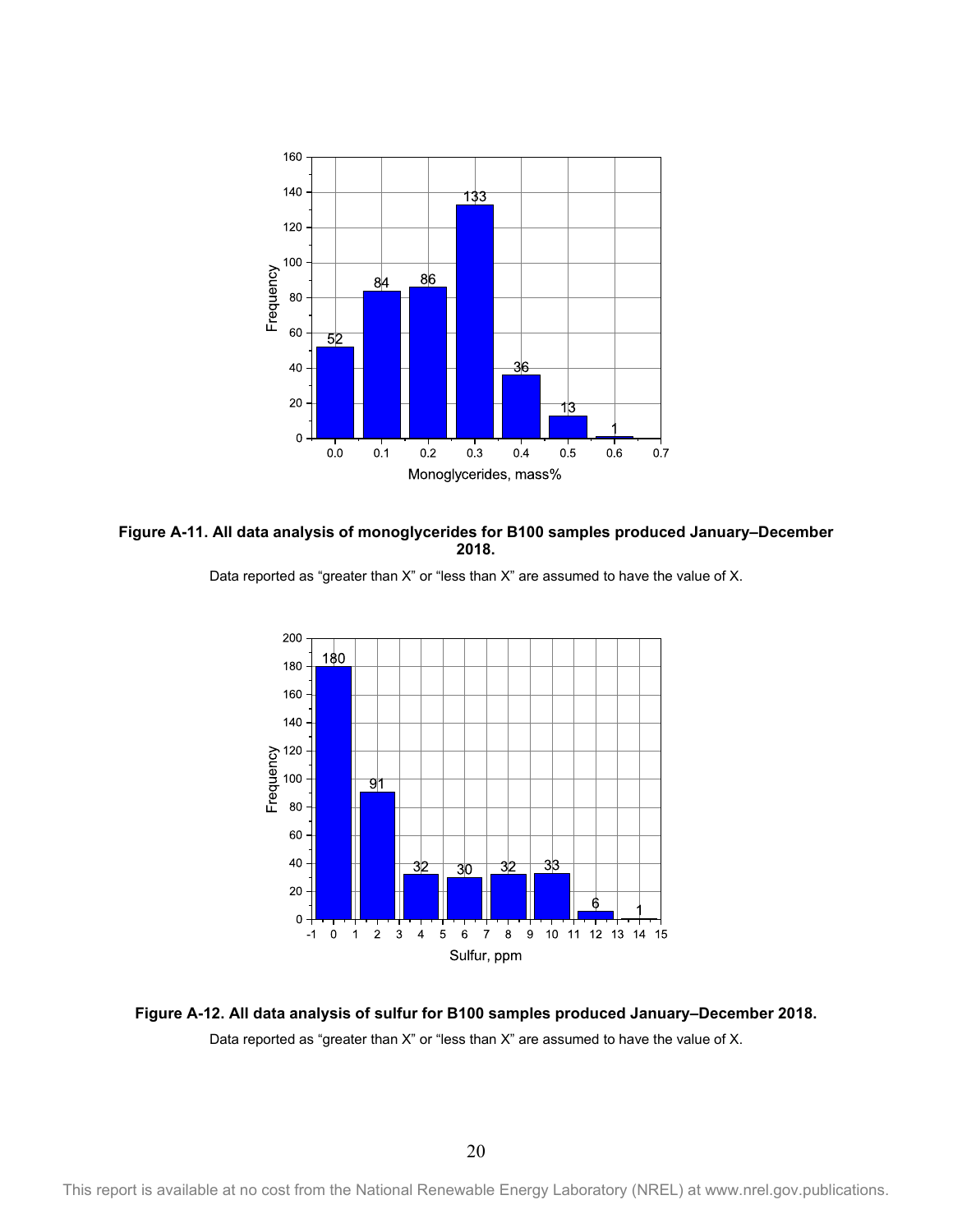**Figure A-11. All data analysis of monoglycerides for B100 samples produced January–December 2018.**

Data reported as "greater than X" or "less than X" are assumed to have the value of X.

**Figure A-12. All data analysis of sulfur for B100 samples produced January–December 2018.**

Data reported as "greater than X" or "less than X" are assumed to have the value of X.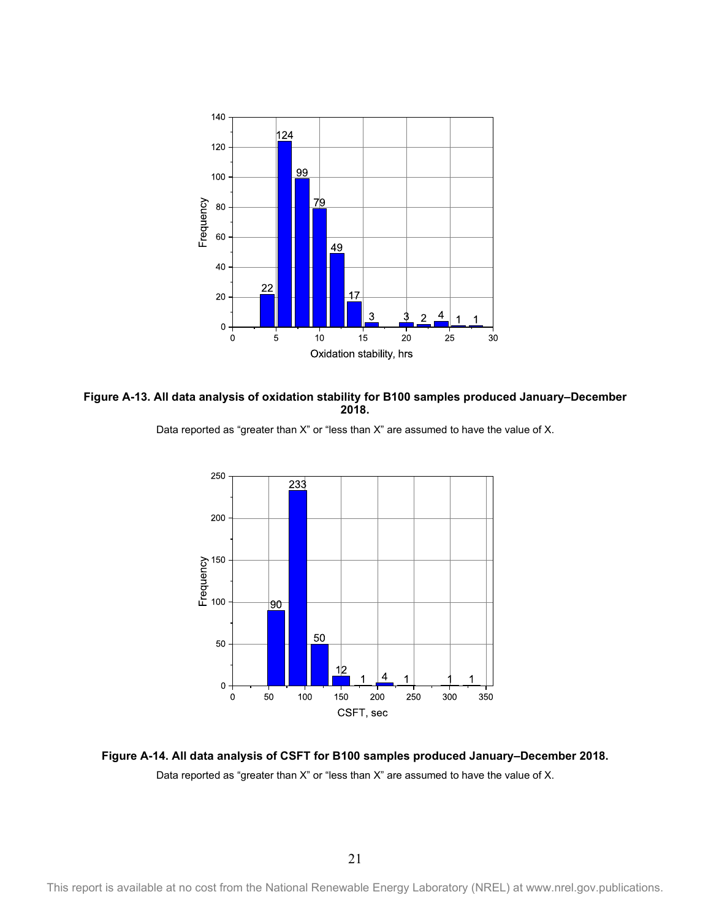140
120
100
80
60
40
20
0
Frequency
0 5 10 15 20 25 30
Oxidation stability, hrs
124
99
79
49
22
17
3
3
2
4
1
1

**Figure A-13. All data analysis of oxidation stability for B100 samples produced January–December 2018.**

Data reported as "greater than X" or "less than X" are assumed to have the value of X.

250
200
150
100
50
0
Frequency
0 50 100 150 200 250 300 350
CSFT, sec
233
90
50
12
1
4
1
1
1

**Figure A-14. All data analysis of CSFT for B100 samples produced January–December 2018.**

Data reported as "greater than X" or "less than X" are assumed to have the value of X.